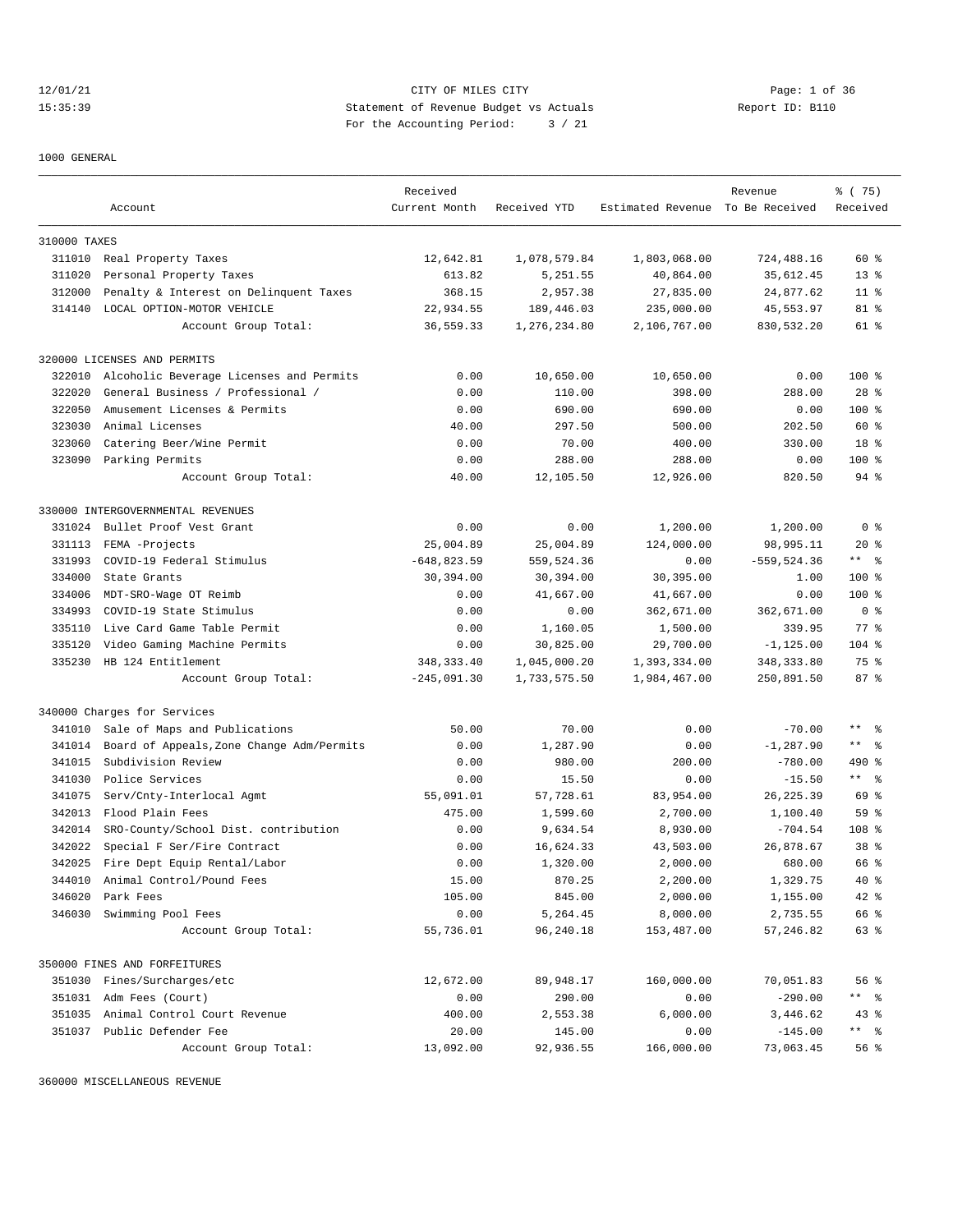12/01/21 CITY OF MILES CITY
15:35:39 Statement of Revenue Budget vs Actuals Report ID: B110
For the Accounting Period: 3 / 21

1000 GENERAL

| | Account | Received Current Month | Received YTD | Estimated Revenue | Revenue To Be Received | % ( 75) Received |
|---|---|---|---|---|---|---|
| **310000 TAXES** | | | | | | |
| 311010 | Real Property Taxes | 12,642.81 | 1,078,579.84 | 1,803,068.00 | 724,488.16 | 60 % |
| 311020 | Personal Property Taxes | 613.82 | 5,251.55 | 40,864.00 | 35,612.45 | 13 % |
| 312000 | Penalty & Interest on Delinquent Taxes | 368.15 | 2,957.38 | 27,835.00 | 24,877.62 | 11 % |
| 314140 | LOCAL OPTION-MOTOR VEHICLE | 22,934.55 | 189,446.03 | 235,000.00 | 45,553.97 | 81 % |
| | Account Group Total: | 36,559.33 | 1,276,234.80 | 2,106,767.00 | 830,532.20 | 61 % |
| **320000 LICENSES AND PERMITS** | | | | | | |
| 322010 | Alcoholic Beverage Licenses and Permits | 0.00 | 10,650.00 | 10,650.00 | 0.00 | 100 % |
| 322020 | General Business / Professional / | 0.00 | 110.00 | 398.00 | 288.00 | 28 % |
| 322050 | Amusement Licenses & Permits | 0.00 | 690.00 | 690.00 | 0.00 | 100 % |
| 323030 | Animal Licenses | 40.00 | 297.50 | 500.00 | 202.50 | 60 % |
| 323060 | Catering Beer/Wine Permit | 0.00 | 70.00 | 400.00 | 330.00 | 18 % |
| 323090 | Parking Permits | 0.00 | 288.00 | 288.00 | 0.00 | 100 % |
| | Account Group Total: | 40.00 | 12,105.50 | 12,926.00 | 820.50 | 94 % |
| **330000 INTERGOVERNMENTAL REVENUES** | | | | | | |
| 331024 | Bullet Proof Vest Grant | 0.00 | 0.00 | 1,200.00 | 1,200.00 | 0 % |
| 331113 | FEMA -Projects | 25,004.89 | 25,004.89 | 124,000.00 | 98,995.11 | 20 % |
| 331993 | COVID-19 Federal Stimulus | -648,823.59 | 559,524.36 | 0.00 | -559,524.36 | ** % |
| 334000 | State Grants | 30,394.00 | 30,394.00 | 30,395.00 | 1.00 | 100 % |
| 334006 | MDT-SRO-Wage OT Reimb | 0.00 | 41,667.00 | 41,667.00 | 0.00 | 100 % |
| 334993 | COVID-19 State Stimulus | 0.00 | 0.00 | 362,671.00 | 362,671.00 | 0 % |
| 335110 | Live Card Game Table Permit | 0.00 | 1,160.05 | 1,500.00 | 339.95 | 77 % |
| 335120 | Video Gaming Machine Permits | 0.00 | 30,825.00 | 29,700.00 | -1,125.00 | 104 % |
| 335230 | HB 124 Entitlement | 348,333.40 | 1,045,000.20 | 1,393,334.00 | 348,333.80 | 75 % |
| | Account Group Total: | -245,091.30 | 1,733,575.50 | 1,984,467.00 | 250,891.50 | 87 % |
| **340000 Charges for Services** | | | | | | |
| 341010 | Sale of Maps and Publications | 50.00 | 70.00 | 0.00 | -70.00 | ** % |
| 341014 | Board of Appeals,Zone Change Adm/Permits | 0.00 | 1,287.90 | 0.00 | -1,287.90 | ** % |
| 341015 | Subdivision Review | 0.00 | 980.00 | 200.00 | -780.00 | 490 % |
| 341030 | Police Services | 0.00 | 15.50 | 0.00 | -15.50 | ** % |
| 341075 | Serv/Cnty-Interlocal Agmt | 55,091.01 | 57,728.61 | 83,954.00 | 26,225.39 | 69 % |
| 342013 | Flood Plain Fees | 475.00 | 1,599.60 | 2,700.00 | 1,100.40 | 59 % |
| 342014 | SRO-County/School Dist. contribution | 0.00 | 9,634.54 | 8,930.00 | -704.54 | 108 % |
| 342022 | Special F Ser/Fire Contract | 0.00 | 16,624.33 | 43,503.00 | 26,878.67 | 38 % |
| 342025 | Fire Dept Equip Rental/Labor | 0.00 | 1,320.00 | 2,000.00 | 680.00 | 66 % |
| 344010 | Animal Control/Pound Fees | 15.00 | 870.25 | 2,200.00 | 1,329.75 | 40 % |
| 346020 | Park Fees | 105.00 | 845.00 | 2,000.00 | 1,155.00 | 42 % |
| 346030 | Swimming Pool Fees | 0.00 | 5,264.45 | 8,000.00 | 2,735.55 | 66 % |
| | Account Group Total: | 55,736.01 | 96,240.18 | 153,487.00 | 57,246.82 | 63 % |
| **350000 FINES AND FORFEITURES** | | | | | | |
| 351030 | Fines/Surcharges/etc | 12,672.00 | 89,948.17 | 160,000.00 | 70,051.83 | 56 % |
| 351031 | Adm Fees (Court) | 0.00 | 290.00 | 0.00 | -290.00 | ** % |
| 351035 | Animal Control Court Revenue | 400.00 | 2,553.38 | 6,000.00 | 3,446.62 | 43 % |
| 351037 | Public Defender Fee | 20.00 | 145.00 | 0.00 | -145.00 | ** % |
| | Account Group Total: | 13,092.00 | 92,936.55 | 166,000.00 | 73,063.45 | 56 % |

360000 MISCELLANEOUS REVENUE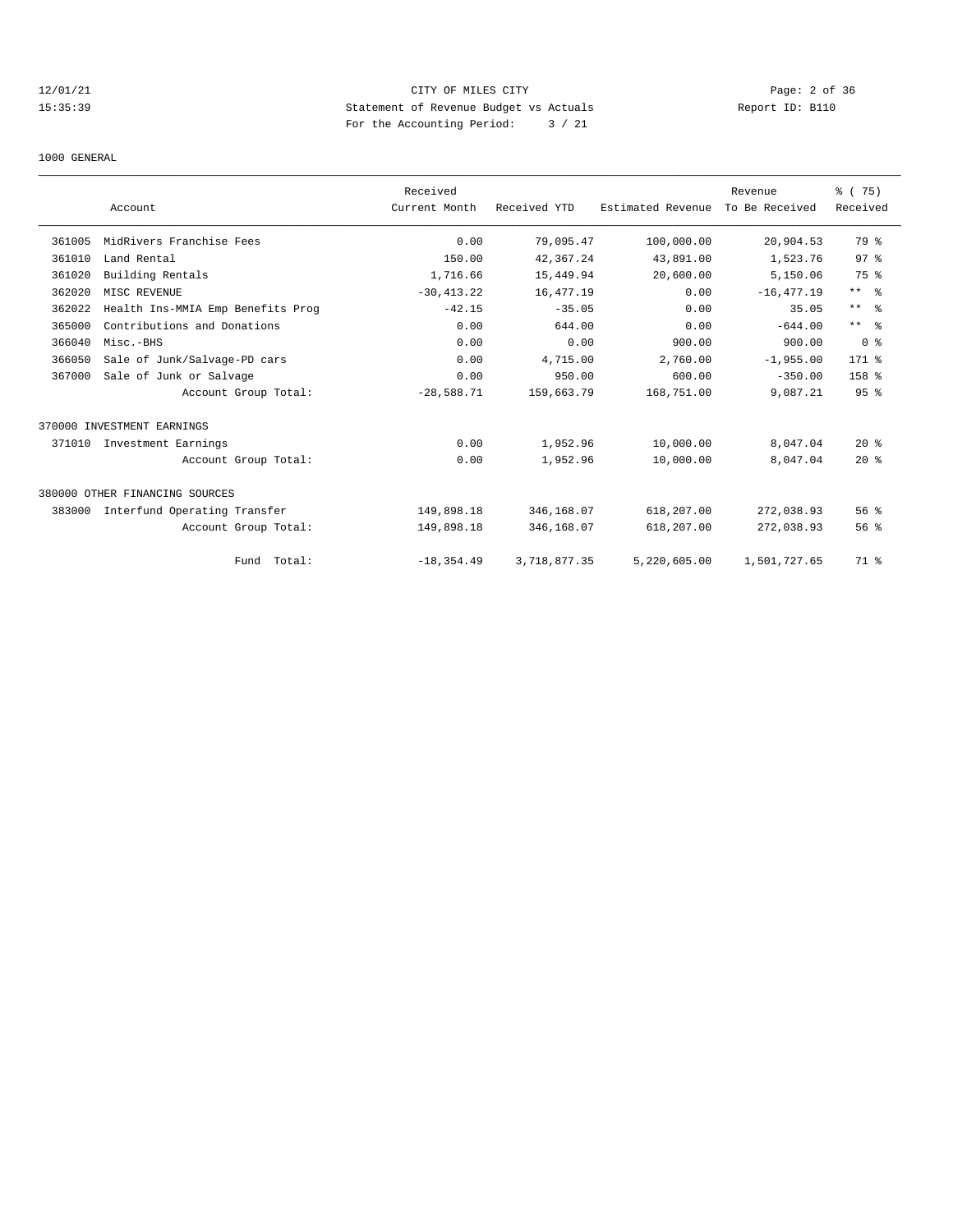CITY OF MILES CITY
Statement of Revenue Budget vs Actuals
For the Accounting Period: 3 / 21

12/01/21
15:35:39

Report ID: B110

1000 GENERAL

| | Account | Received Current Month | Received YTD | Estimated Revenue | Revenue To Be Received | % ( 75) Received |
|---|---|---|---|---|---|---|
| 361005 | MidRivers Franchise Fees | 0.00 | 79,095.47 | 100,000.00 | 20,904.53 | 79 % |
| 361010 | Land Rental | 150.00 | 42,367.24 | 43,891.00 | 1,523.76 | 97 % |
| 361020 | Building Rentals | 1,716.66 | 15,449.94 | 20,600.00 | 5,150.06 | 75 % |
| 362020 | MISC REVENUE | -30,413.22 | 16,477.19 | 0.00 | -16,477.19 | ** % |
| 362022 | Health Ins-MMIA Emp Benefits Prog | -42.15 | -35.05 | 0.00 | 35.05 | ** % |
| 365000 | Contributions and Donations | 0.00 | 644.00 | 0.00 | -644.00 | ** % |
| 366040 | Misc.-BHS | 0.00 | 0.00 | 900.00 | 900.00 | 0 % |
| 366050 | Sale of Junk/Salvage-PD cars | 0.00 | 4,715.00 | 2,760.00 | -1,955.00 | 171 % |
| 367000 | Sale of Junk or Salvage | 0.00 | 950.00 | 600.00 | -350.00 | 158 % |
| | Account Group Total: | -28,588.71 | 159,663.79 | 168,751.00 | 9,087.21 | 95 % |
| 370000 INVESTMENT EARNINGS | | | | | | |
| 371010 | Investment Earnings | 0.00 | 1,952.96 | 10,000.00 | 8,047.04 | 20 % |
| | Account Group Total: | 0.00 | 1,952.96 | 10,000.00 | 8,047.04 | 20 % |
| 380000 OTHER FINANCING SOURCES | | | | | | |
| 383000 | Interfund Operating Transfer | 149,898.18 | 346,168.07 | 618,207.00 | 272,038.93 | 56 % |
| | Account Group Total: | 149,898.18 | 346,168.07 | 618,207.00 | 272,038.93 | 56 % |
| | Fund Total: | -18,354.49 | 3,718,877.35 | 5,220,605.00 | 1,501,727.65 | 71 % |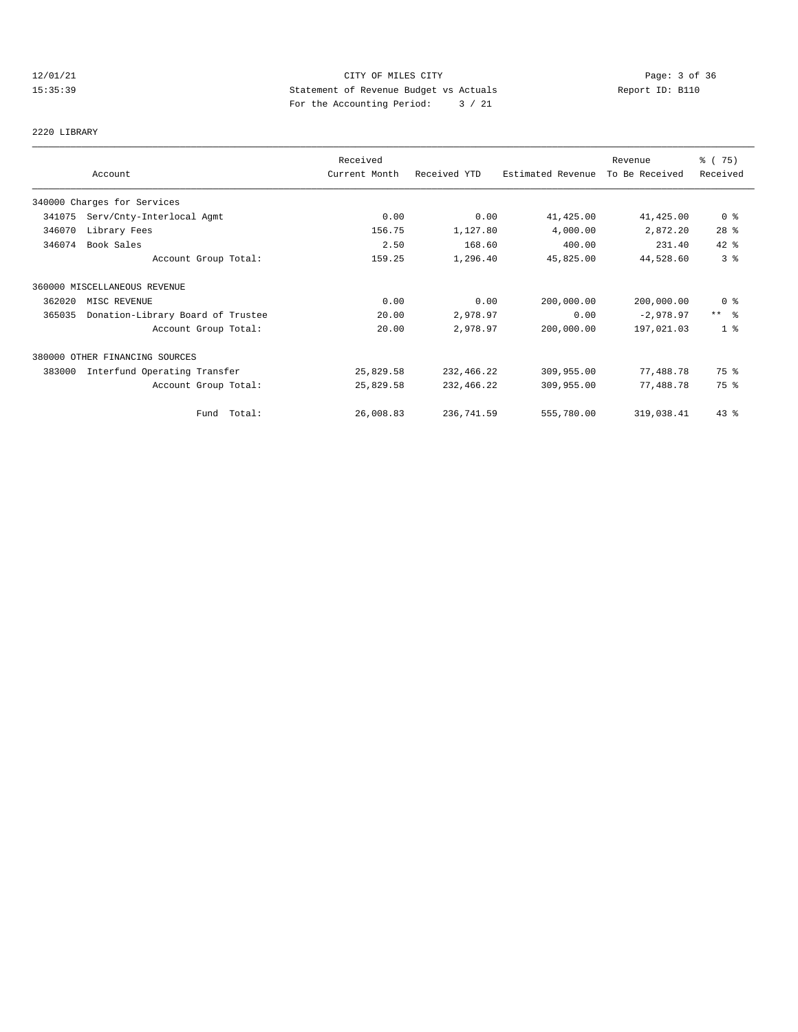CITY OF MILES CITY
Statement of Revenue Budget vs Actuals
For the Accounting Period: 3 / 21

12/01/21
15:35:39

Report ID: B110

2220 LIBRARY

| Account | | Received Current Month | Received YTD | Estimated Revenue | Revenue To Be Received | % ( 75) Received |
|---|---|---|---|---|---|---|
| 340000 Charges for Services | | | | | | |
| 341075 | Serv/Cnty-Interlocal Agmt | 0.00 | 0.00 | 41,425.00 | 41,425.00 | 0 % |
| 346070 | Library Fees | 156.75 | 1,127.80 | 4,000.00 | 2,872.20 | 28 % |
| 346074 | Book Sales | 2.50 | 168.60 | 400.00 | 231.40 | 42 % |
| | Account Group Total: | 159.25 | 1,296.40 | 45,825.00 | 44,528.60 | 3 % |
| 360000 MISCELLANEOUS REVENUE | | | | | | |
| 362020 | MISC REVENUE | 0.00 | 0.00 | 200,000.00 | 200,000.00 | 0 % |
| 365035 | Donation-Library Board of Trustee | 20.00 | 2,978.97 | 0.00 | -2,978.97 | ** % |
| | Account Group Total: | 20.00 | 2,978.97 | 200,000.00 | 197,021.03 | 1 % |
| 380000 OTHER FINANCING SOURCES | | | | | | |
| 383000 | Interfund Operating Transfer | 25,829.58 | 232,466.22 | 309,955.00 | 77,488.78 | 75 % |
| | Account Group Total: | 25,829.58 | 232,466.22 | 309,955.00 | 77,488.78 | 75 % |
| | Fund Total: | 26,008.83 | 236,741.59 | 555,780.00 | 319,038.41 | 43 % |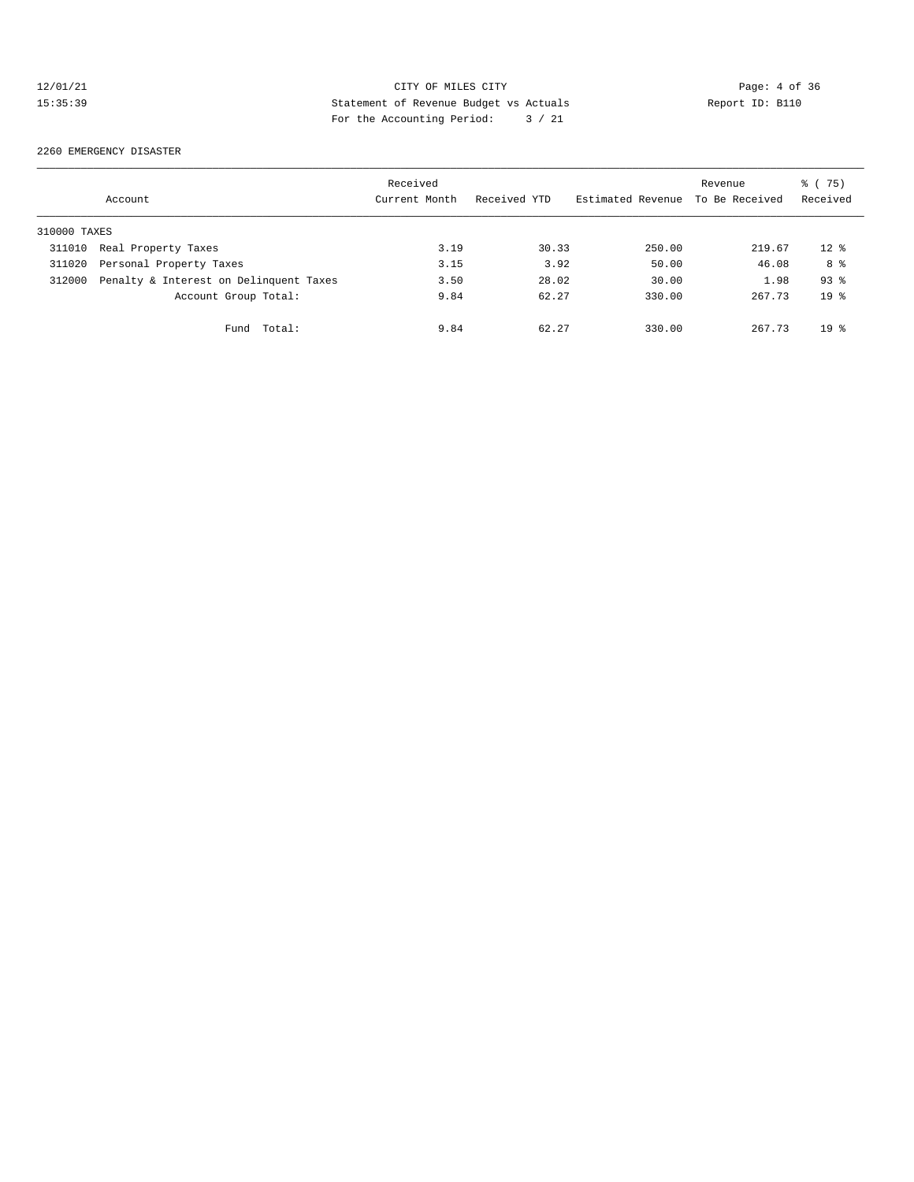12/01/21 CITY OF MILES CITY
15:35:39 Statement of Revenue Budget vs Actuals Report ID: B110
For the Accounting Period: 3 / 21

2260 EMERGENCY DISASTER

| Account | | Received Current Month | Received YTD | Estimated Revenue | Revenue To Be Received | % ( 75) Received |
|---|---|---|---|---|---|---|
| 310000 TAXES | | | | | | |
| 311010 | Real Property Taxes | 3.19 | 30.33 | 250.00 | 219.67 | 12 % |
| 311020 | Personal Property Taxes | 3.15 | 3.92 | 50.00 | 46.08 | 8 % |
| 312000 | Penalty & Interest on Delinquent Taxes | 3.50 | 28.02 | 30.00 | 1.98 | 93 % |
| | Account Group Total: | 9.84 | 62.27 | 330.00 | 267.73 | 19 % |
| | Fund Total: | 9.84 | 62.27 | 330.00 | 267.73 | 19 % |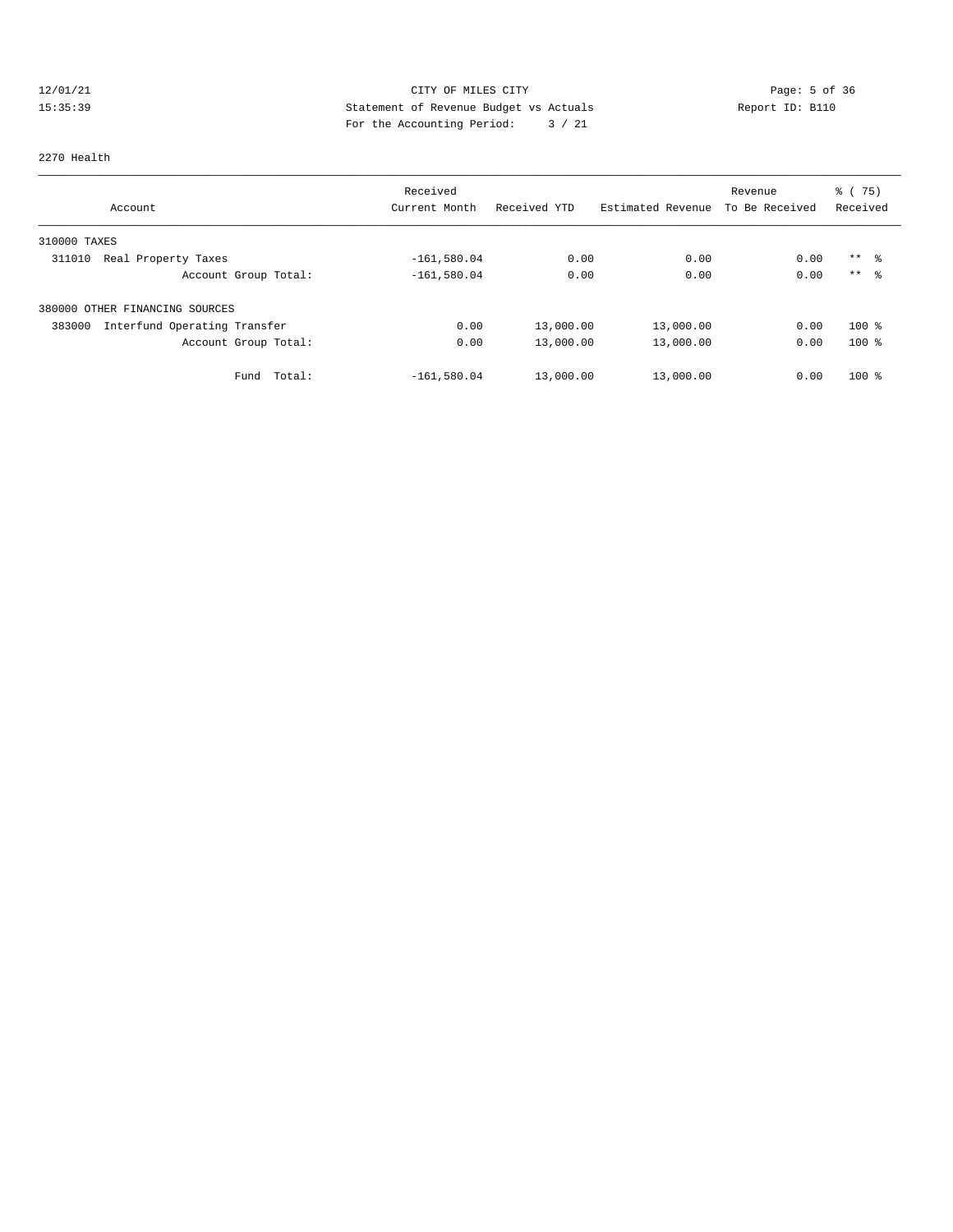CITY OF MILES CITY
Statement of Revenue Budget vs Actuals
For the Accounting Period: 3 / 21

12/01/21
15:35:39

Report ID: B110

2270 Health

| Account | Received Current Month | Received YTD | Estimated Revenue | Revenue To Be Received | % ( 75) Received |
|---|---|---|---|---|---|
| 310000 TAXES | | | | | |
| 311010 Real Property Taxes | -161,580.04 | 0.00 | 0.00 | 0.00 | ** % |
| Account Group Total: | -161,580.04 | 0.00 | 0.00 | 0.00 | ** % |
| 380000 OTHER FINANCING SOURCES | | | | | |
| 383000 Interfund Operating Transfer | 0.00 | 13,000.00 | 13,000.00 | 0.00 | 100 % |
| Account Group Total: | 0.00 | 13,000.00 | 13,000.00 | 0.00 | 100 % |
| Fund Total: | -161,580.04 | 13,000.00 | 13,000.00 | 0.00 | 100 % |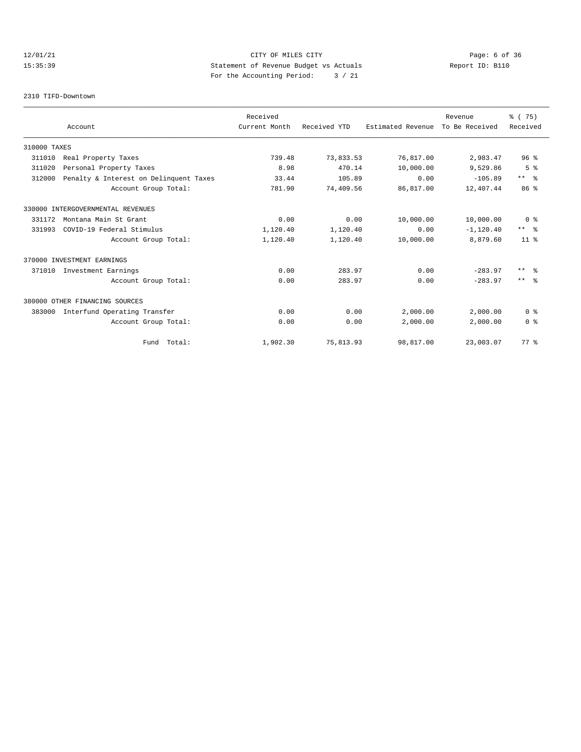CITY OF MILES CITY
Statement of Revenue Budget vs Actuals
For the Accounting Period: 3 / 21

12/01/21
15:35:39

Report ID: B110

2310 TIFD-Downtown

| Account | Received Current Month | Received YTD | Estimated Revenue | Revenue To Be Received | % ( 75) Received |
|---|---|---|---|---|---|
| 310000 TAXES | | | | | |
| 311010 Real Property Taxes | 739.48 | 73,833.53 | 76,817.00 | 2,983.47 | 96 % |
| 311020 Personal Property Taxes | 8.98 | 470.14 | 10,000.00 | 9,529.86 | 5 % |
| 312000 Penalty & Interest on Delinquent Taxes | 33.44 | 105.89 | 0.00 | -105.89 | ** % |
| Account Group Total: | 781.90 | 74,409.56 | 86,817.00 | 12,407.44 | 86 % |
| 330000 INTERGOVERNMENTAL REVENUES | | | | | |
| 331172 Montana Main St Grant | 0.00 | 0.00 | 10,000.00 | 10,000.00 | 0 % |
| 331993 COVID-19 Federal Stimulus | 1,120.40 | 1,120.40 | 0.00 | -1,120.40 | ** % |
| Account Group Total: | 1,120.40 | 1,120.40 | 10,000.00 | 8,879.60 | 11 % |
| 370000 INVESTMENT EARNINGS | | | | | |
| 371010 Investment Earnings | 0.00 | 283.97 | 0.00 | -283.97 | ** % |
| Account Group Total: | 0.00 | 283.97 | 0.00 | -283.97 | ** % |
| 380000 OTHER FINANCING SOURCES | | | | | |
| 383000 Interfund Operating Transfer | 0.00 | 0.00 | 2,000.00 | 2,000.00 | 0 % |
| Account Group Total: | 0.00 | 0.00 | 2,000.00 | 2,000.00 | 0 % |
| Fund Total: | 1,902.30 | 75,813.93 | 98,817.00 | 23,003.07 | 77 % |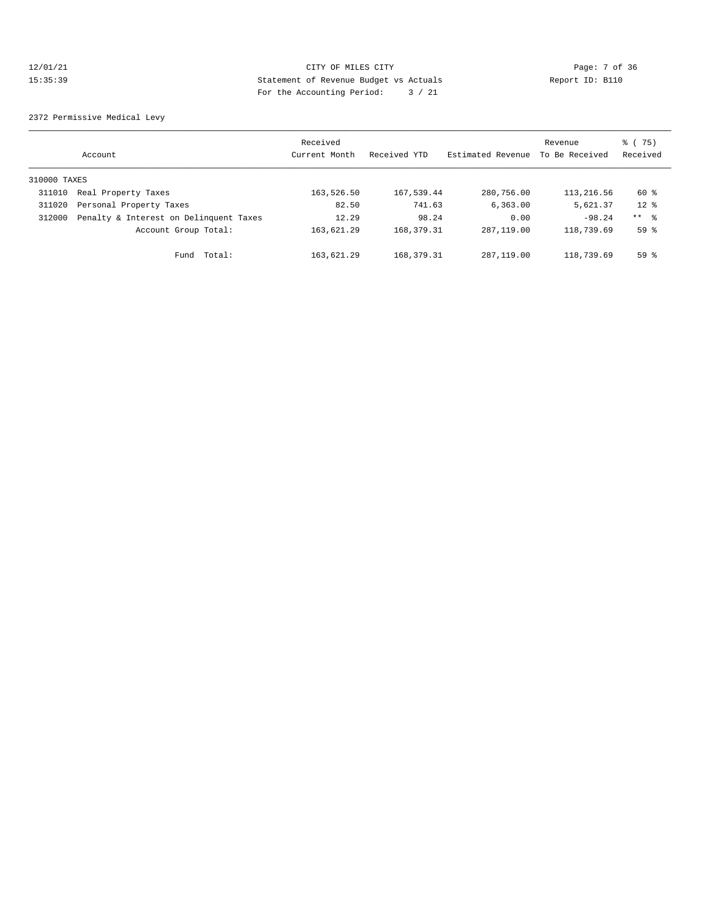CITY OF MILES CITY
Statement of Revenue Budget vs Actuals
For the Accounting Period: 3 / 21

12/01/21
15:35:39

Report ID: B110

2372 Permissive Medical Levy

| Account | | Received Current Month | Received YTD | Estimated Revenue | Revenue To Be Received | % ( 75) Received |
|---|---|---|---|---|---|---|
| 310000 TAXES | | | | | | |
| 311010 | Real Property Taxes | 163,526.50 | 167,539.44 | 280,756.00 | 113,216.56 | 60 % |
| 311020 | Personal Property Taxes | 82.50 | 741.63 | 6,363.00 | 5,621.37 | 12 % |
| 312000 | Penalty & Interest on Delinquent Taxes | 12.29 | 98.24 | 0.00 | -98.24 | ** % |
| | Account Group Total: | 163,621.29 | 168,379.31 | 287,119.00 | 118,739.69 | 59 % |
| | Fund Total: | 163,621.29 | 168,379.31 | 287,119.00 | 118,739.69 | 59 % |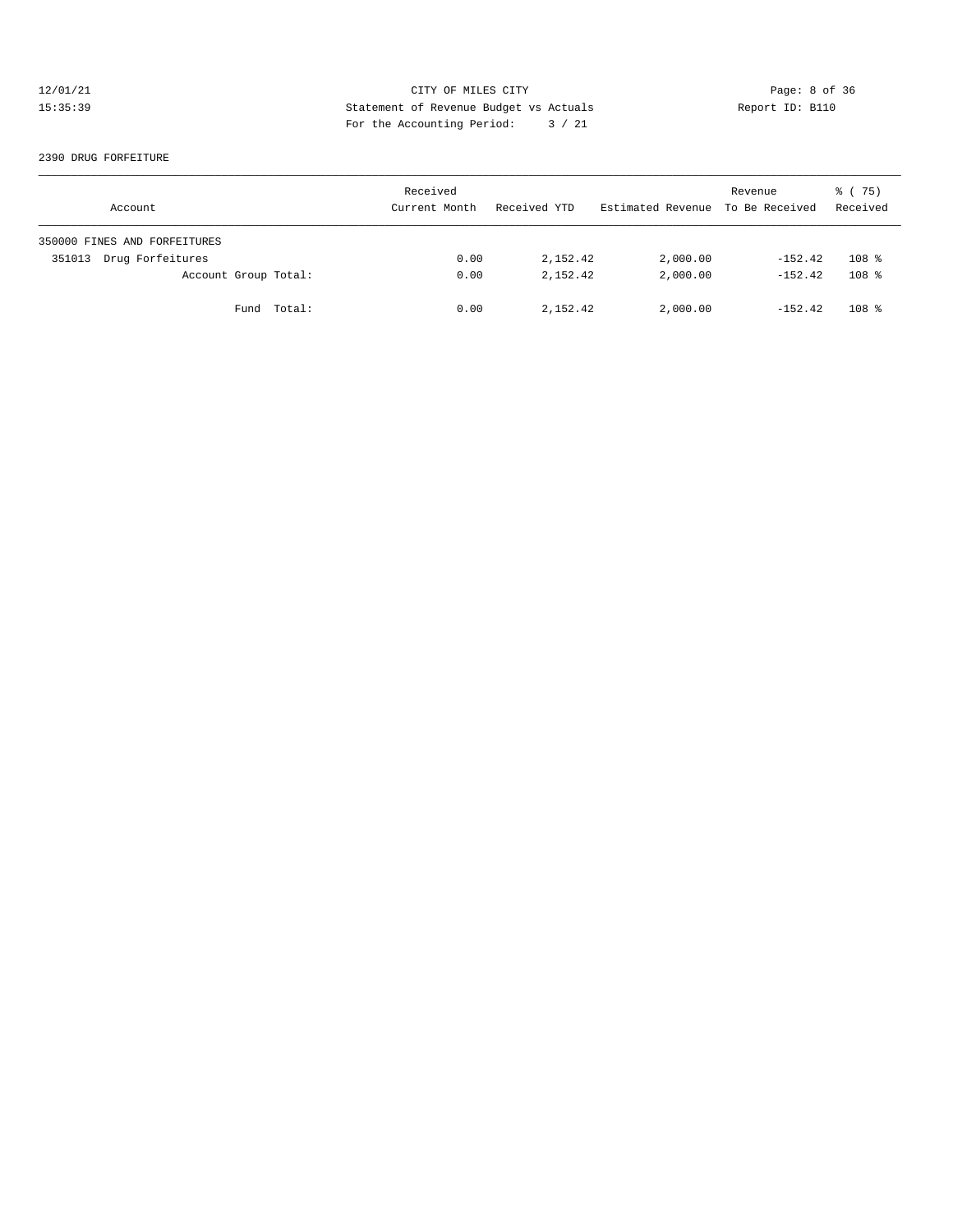CITY OF MILES CITY
Statement of Revenue Budget vs Actuals
For the Accounting Period: 3 / 21

12/01/21
15:35:39

Report ID: B110

2390 DRUG FORFEITURE

| Account | Received Current Month | Received YTD | Estimated Revenue | Revenue To Be Received | % ( 75) Received |
|---|---|---|---|---|---|
| 350000 FINES AND FORFEITURES | | | | | |
| 351013 Drug Forfeitures | 0.00 | 2,152.42 | 2,000.00 | -152.42 | 108 % |
| Account Group Total: | 0.00 | 2,152.42 | 2,000.00 | -152.42 | 108 % |
| Fund Total: | 0.00 | 2,152.42 | 2,000.00 | -152.42 | 108 % |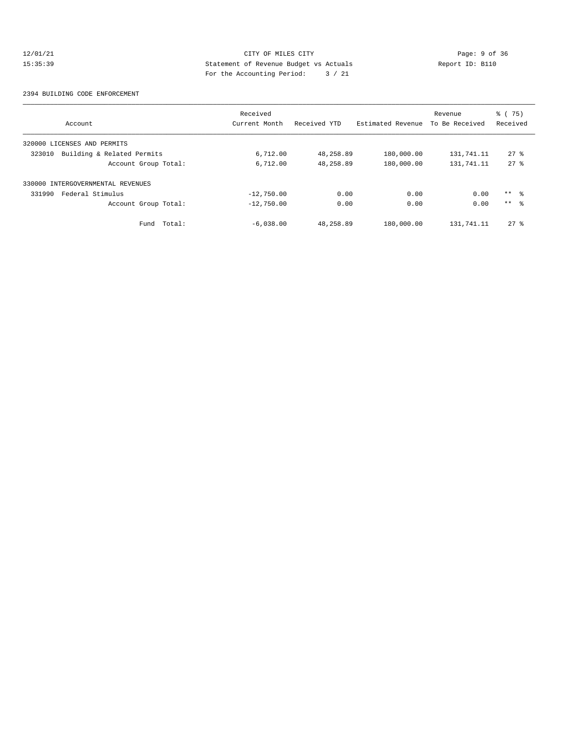CITY OF MILES CITY
Statement of Revenue Budget vs Actuals
For the Accounting Period: 3 / 21

12/01/21
15:35:39

Report ID: B110

2394 BUILDING CODE ENFORCEMENT

| Account | Received Current Month | Received YTD | Estimated Revenue | Revenue To Be Received | % ( 75) Received |
|---|---|---|---|---|---|
| 320000 LICENSES AND PERMITS | | | | | |
| 323010 Building & Related Permits | 6,712.00 | 48,258.89 | 180,000.00 | 131,741.11 | 27 % |
| Account Group Total: | 6,712.00 | 48,258.89 | 180,000.00 | 131,741.11 | 27 % |
| 330000 INTERGOVERNMENTAL REVENUES | | | | | |
| 331990 Federal Stimulus | -12,750.00 | 0.00 | 0.00 | 0.00 | ** % |
| Account Group Total: | -12,750.00 | 0.00 | 0.00 | 0.00 | ** % |
| Fund Total: | -6,038.00 | 48,258.89 | 180,000.00 | 131,741.11 | 27 % |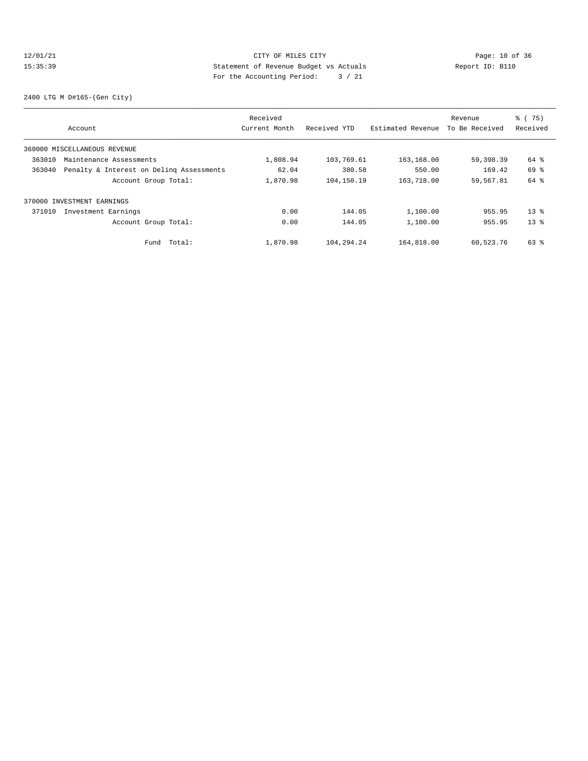CITY OF MILES CITY

Statement of Revenue Budget vs Actuals

For the Accounting Period: 3 / 21

12/01/21 15:35:39 — Report ID: B110

2400 LTG M D#165-(Gen City)

| Account | Received Current Month | Received YTD | Estimated Revenue | Revenue To Be Received | % ( 75) Received |
|---|---|---|---|---|---|
| 360000 MISCELLANEOUS REVENUE | | | | | |
| 363010 Maintenance Assessments | 1,808.94 | 103,769.61 | 163,168.00 | 59,398.39 | 64 % |
| 363040 Penalty & Interest on Delinq Assessments | 62.04 | 380.58 | 550.00 | 169.42 | 69 % |
| Account Group Total: | 1,870.98 | 104,150.19 | 163,718.00 | 59,567.81 | 64 % |
| 370000 INVESTMENT EARNINGS | | | | | |
| 371010 Investment Earnings | 0.00 | 144.05 | 1,100.00 | 955.95 | 13 % |
| Account Group Total: | 0.00 | 144.05 | 1,100.00 | 955.95 | 13 % |
| Fund Total: | 1,870.98 | 104,294.24 | 164,818.00 | 60,523.76 | 63 % |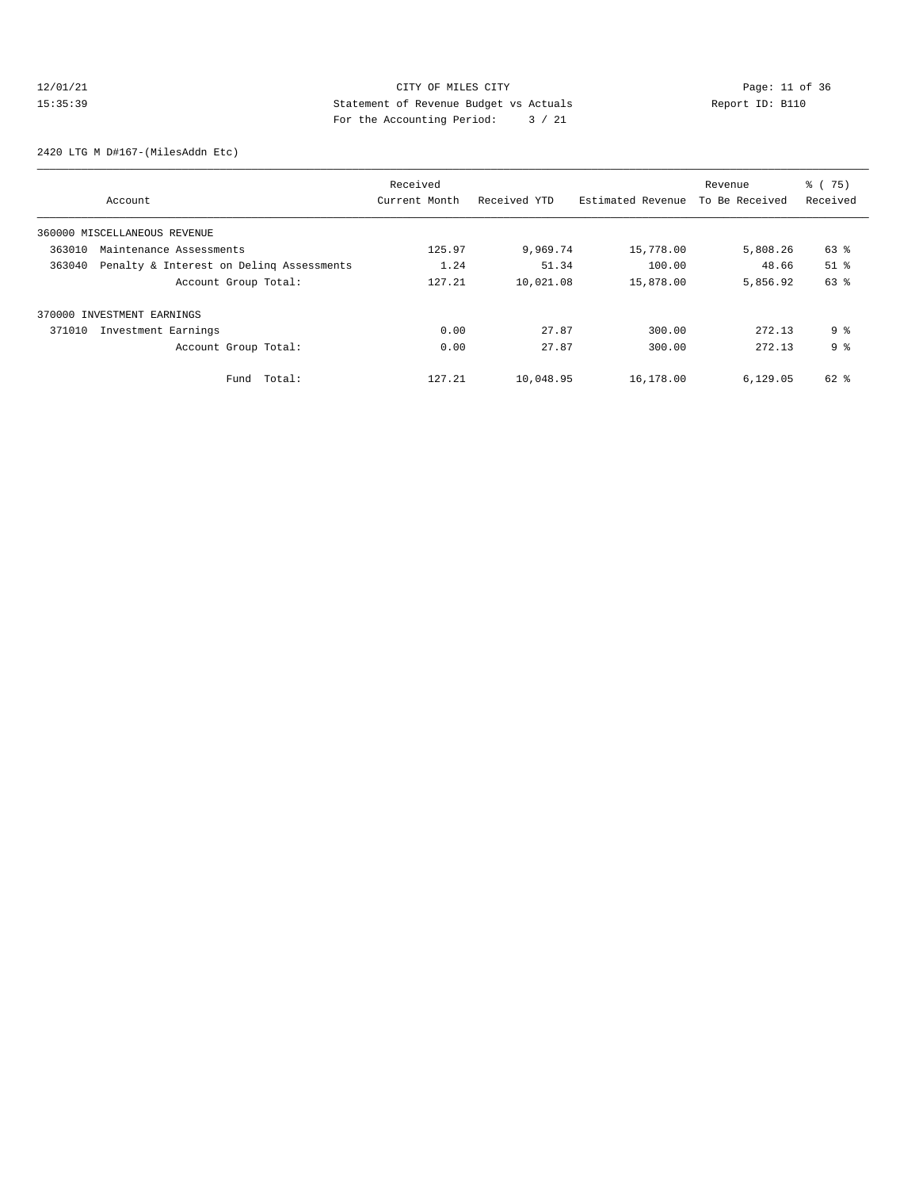CITY OF MILES CITY
Statement of Revenue Budget vs Actuals
For the Accounting Period: 3 / 21

12/01/21
15:35:39

Report ID: B110

## 2420 LTG M D#167-(MilesAddn Etc)

| Account | Received Current Month | Received YTD | Estimated Revenue | Revenue To Be Received | % ( 75) Received |
|---|---|---|---|---|---|
| 360000 MISCELLANEOUS REVENUE | | | | | |
| 363010 Maintenance Assessments | 125.97 | 9,969.74 | 15,778.00 | 5,808.26 | 63 % |
| 363040 Penalty & Interest on Delinq Assessments | 1.24 | 51.34 | 100.00 | 48.66 | 51 % |
| Account Group Total: | 127.21 | 10,021.08 | 15,878.00 | 5,856.92 | 63 % |
| 370000 INVESTMENT EARNINGS | | | | | |
| 371010 Investment Earnings | 0.00 | 27.87 | 300.00 | 272.13 | 9 % |
| Account Group Total: | 0.00 | 27.87 | 300.00 | 272.13 | 9 % |
| Fund Total: | 127.21 | 10,048.95 | 16,178.00 | 6,129.05 | 62 % |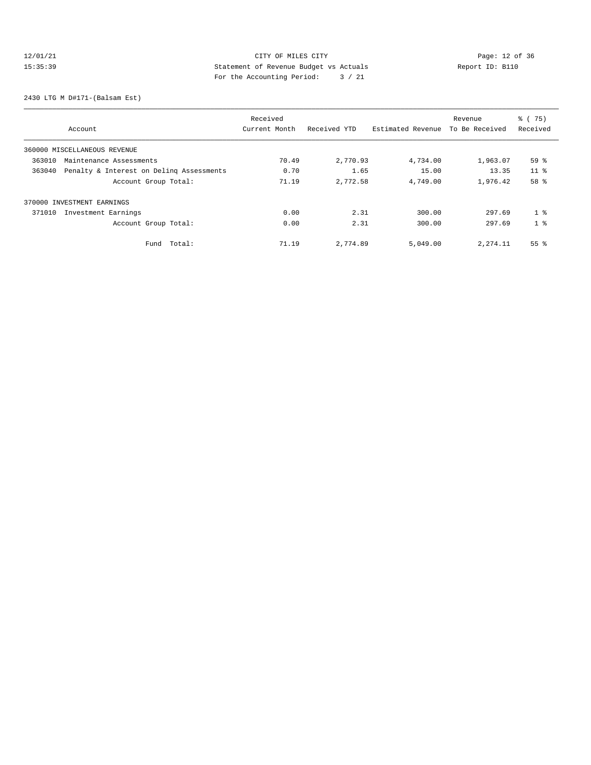CITY OF MILES CITY
Statement of Revenue Budget vs Actuals
For the Accounting Period: 3 / 21

12/01/21
15:35:39

Report ID: B110

2430 LTG M D#171-(Balsam Est)

| Account | Received Current Month | Received YTD | Estimated Revenue | Revenue To Be Received | % ( 75) Received |
|---|---|---|---|---|---|
| 360000 MISCELLANEOUS REVENUE | | | | | |
| 363010 Maintenance Assessments | 70.49 | 2,770.93 | 4,734.00 | 1,963.07 | 59 % |
| 363040 Penalty & Interest on Delinq Assessments | 0.70 | 1.65 | 15.00 | 13.35 | 11 % |
| Account Group Total: | 71.19 | 2,772.58 | 4,749.00 | 1,976.42 | 58 % |
| 370000 INVESTMENT EARNINGS | | | | | |
| 371010 Investment Earnings | 0.00 | 2.31 | 300.00 | 297.69 | 1 % |
| Account Group Total: | 0.00 | 2.31 | 300.00 | 297.69 | 1 % |
| Fund Total: | 71.19 | 2,774.89 | 5,049.00 | 2,274.11 | 55 % |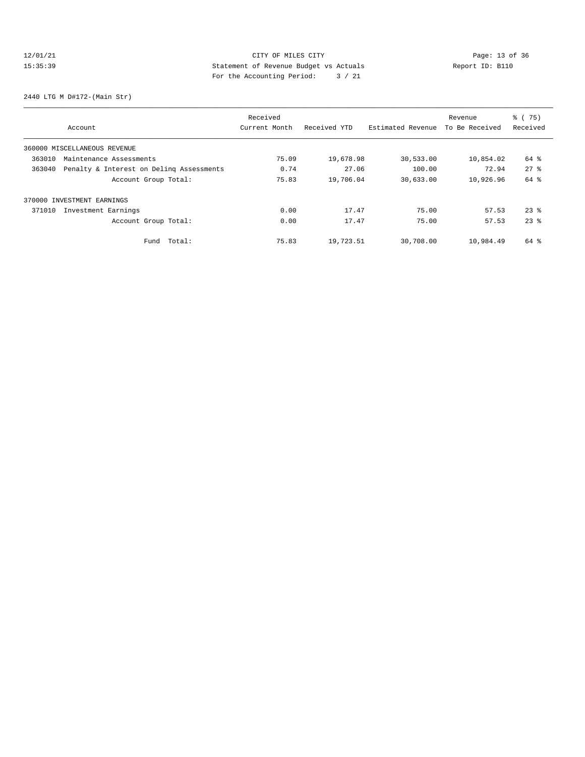CITY OF MILES CITY
Statement of Revenue Budget vs Actuals
For the Accounting Period: 3 / 21

12/01/21
15:35:39

Report ID: B110

2440 LTG M D#172-(Main Str)

| Account | Received Current Month | Received YTD | Estimated Revenue | Revenue To Be Received | % ( 75) Received |
|---|---|---|---|---|---|
| 360000 MISCELLANEOUS REVENUE | | | | | |
| 363010 Maintenance Assessments | 75.09 | 19,678.98 | 30,533.00 | 10,854.02 | 64 % |
| 363040 Penalty & Interest on Delinq Assessments | 0.74 | 27.06 | 100.00 | 72.94 | 27 % |
| Account Group Total: | 75.83 | 19,706.04 | 30,633.00 | 10,926.96 | 64 % |
| 370000 INVESTMENT EARNINGS | | | | | |
| 371010 Investment Earnings | 0.00 | 17.47 | 75.00 | 57.53 | 23 % |
| Account Group Total: | 0.00 | 17.47 | 75.00 | 57.53 | 23 % |
| Fund Total: | 75.83 | 19,723.51 | 30,708.00 | 10,984.49 | 64 % |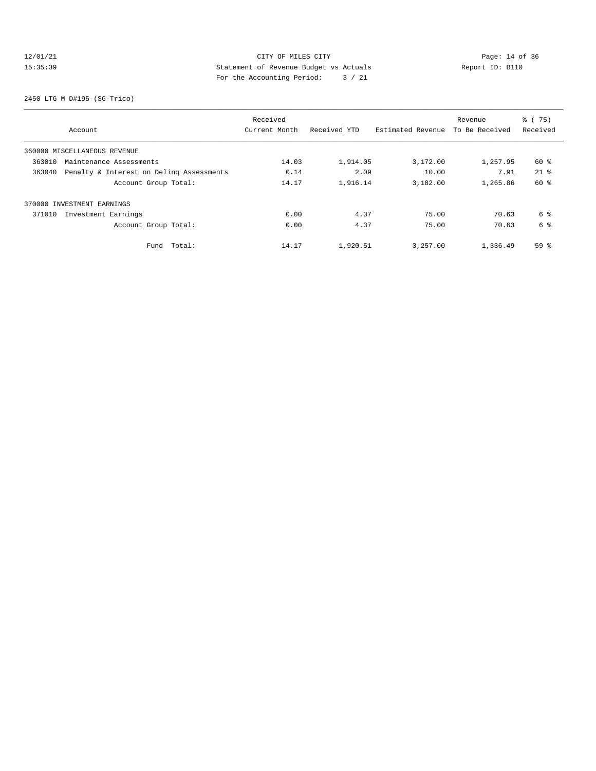CITY OF MILES CITY
Statement of Revenue Budget vs Actuals
For the Accounting Period: 3 / 21

12/01/21
15:35:39

Report ID: B110

2450 LTG M D#195-(SG-Trico)

| Account | Received Current Month | Received YTD | Estimated Revenue | Revenue To Be Received | % ( 75) Received |
|---|---|---|---|---|---|
| 360000 MISCELLANEOUS REVENUE | | | | | |
| 363010 Maintenance Assessments | 14.03 | 1,914.05 | 3,172.00 | 1,257.95 | 60 % |
| 363040 Penalty & Interest on Delinq Assessments | 0.14 | 2.09 | 10.00 | 7.91 | 21 % |
| Account Group Total: | 14.17 | 1,916.14 | 3,182.00 | 1,265.86 | 60 % |
| 370000 INVESTMENT EARNINGS | | | | | |
| 371010 Investment Earnings | 0.00 | 4.37 | 75.00 | 70.63 | 6 % |
| Account Group Total: | 0.00 | 4.37 | 75.00 | 70.63 | 6 % |
| Fund Total: | 14.17 | 1,920.51 | 3,257.00 | 1,336.49 | 59 % |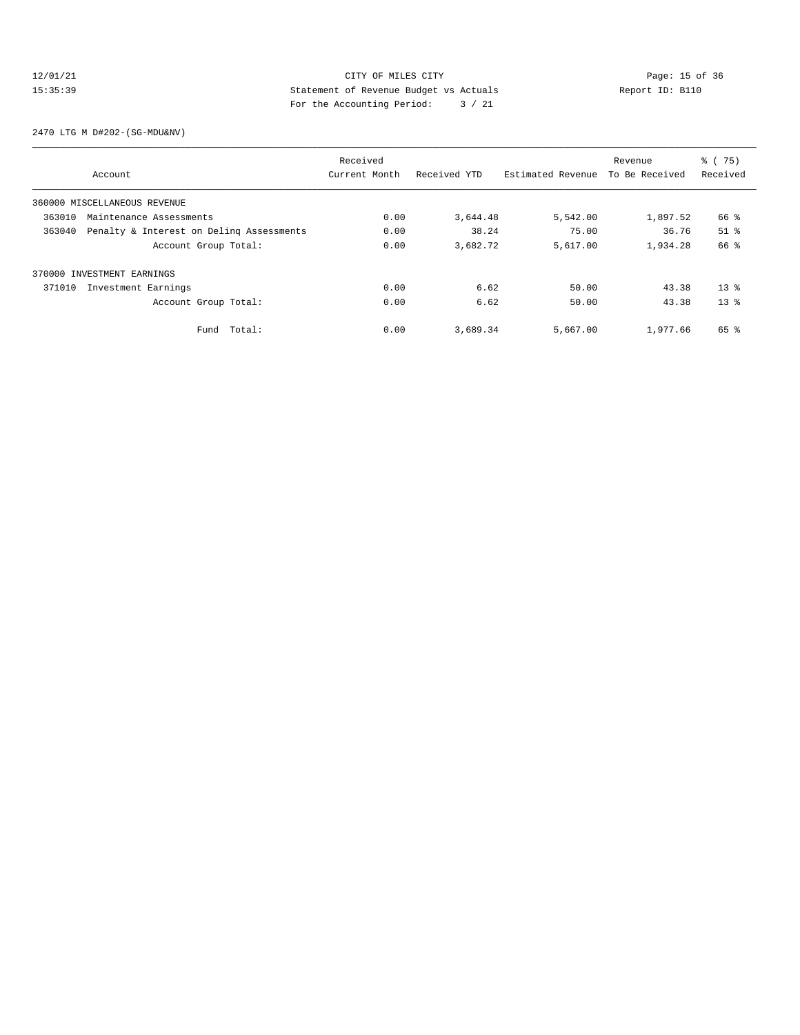CITY OF MILES CITY
Statement of Revenue Budget vs Actuals
For the Accounting Period: 3 / 21

12/01/21
15:35:39

Report ID: B110

2470 LTG M D#202-(SG-MDU&NV)

| Account | Received Current Month | Received YTD | Estimated Revenue | Revenue To Be Received | % ( 75) Received |
|---|---|---|---|---|---|
| 360000 MISCELLANEOUS REVENUE | | | | | |
| 363010 Maintenance Assessments | 0.00 | 3,644.48 | 5,542.00 | 1,897.52 | 66 % |
| 363040 Penalty & Interest on Delinq Assessments | 0.00 | 38.24 | 75.00 | 36.76 | 51 % |
| Account Group Total: | 0.00 | 3,682.72 | 5,617.00 | 1,934.28 | 66 % |
| 370000 INVESTMENT EARNINGS | | | | | |
| 371010 Investment Earnings | 0.00 | 6.62 | 50.00 | 43.38 | 13 % |
| Account Group Total: | 0.00 | 6.62 | 50.00 | 43.38 | 13 % |
| Fund Total: | 0.00 | 3,689.34 | 5,667.00 | 1,977.66 | 65 % |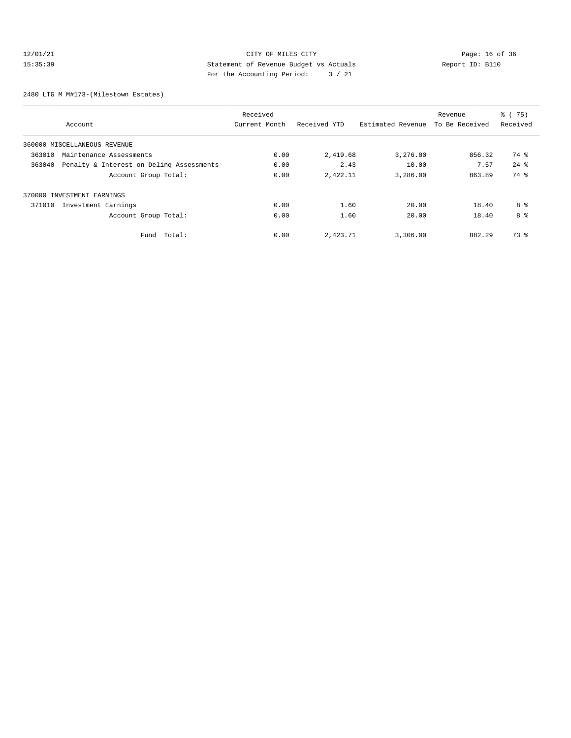CITY OF MILES CITY
Statement of Revenue Budget vs Actuals
For the Accounting Period: 3 / 21

12/01/21
15:35:39

Report ID: B110

2480 LTG M M#173-(Milestown Estates)

| Account | Received Current Month | Received YTD | Estimated Revenue | Revenue To Be Received | % ( 75) Received |
|---|---|---|---|---|---|
| 360000 MISCELLANEOUS REVENUE | | | | | |
| 363010 Maintenance Assessments | 0.00 | 2,419.68 | 3,276.00 | 856.32 | 74 % |
| 363040 Penalty & Interest on Delinq Assessments | 0.00 | 2.43 | 10.00 | 7.57 | 24 % |
| Account Group Total: | 0.00 | 2,422.11 | 3,286.00 | 863.89 | 74 % |
| 370000 INVESTMENT EARNINGS | | | | | |
| 371010 Investment Earnings | 0.00 | 1.60 | 20.00 | 18.40 | 8 % |
| Account Group Total: | 0.00 | 1.60 | 20.00 | 18.40 | 8 % |
| Fund Total: | 0.00 | 2,423.71 | 3,306.00 | 882.29 | 73 % |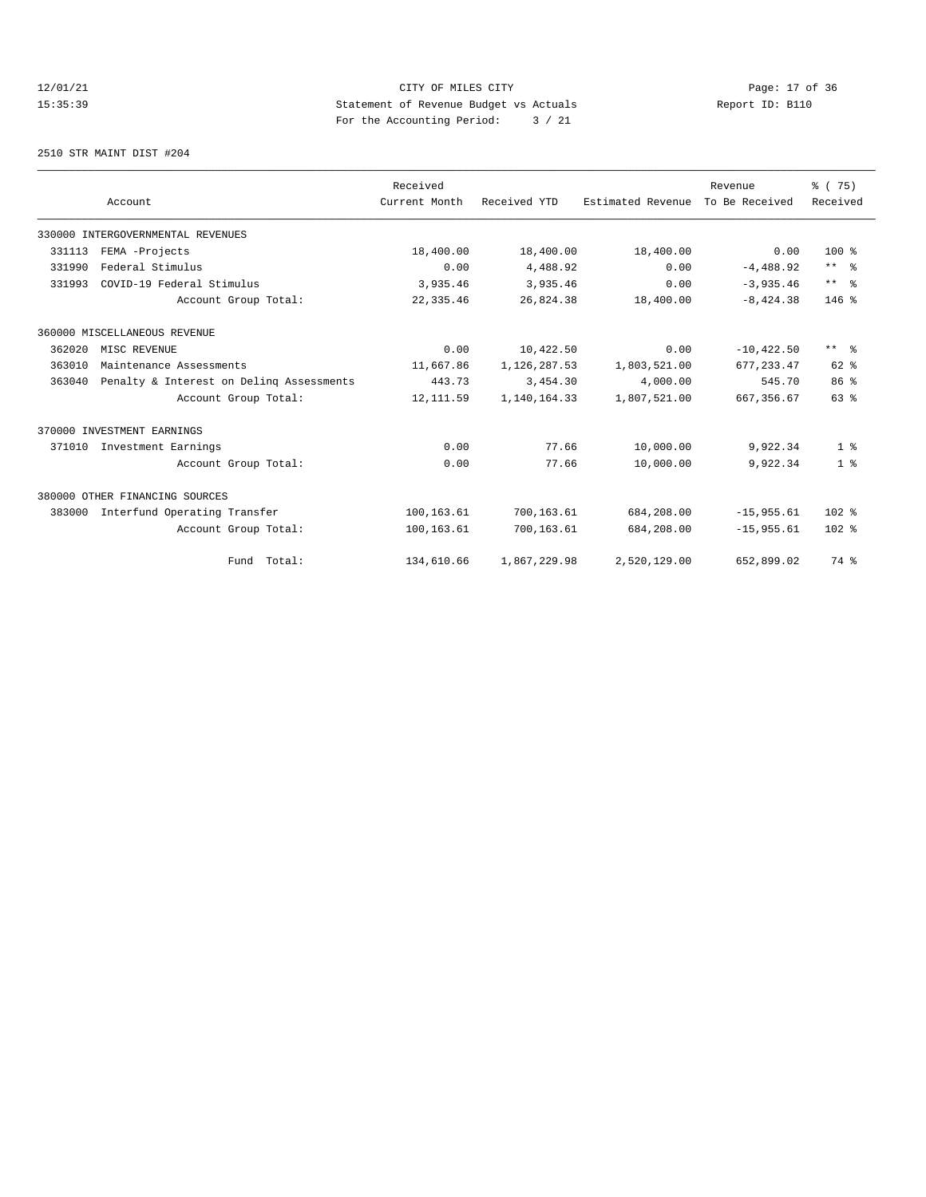CITY OF MILES CITY
Statement of Revenue Budget vs Actuals
For the Accounting Period: 3 / 21

12/01/21
15:35:39

Report ID: B110

2510 STR MAINT DIST #204

| Account | Received Current Month | Received YTD | Estimated Revenue | Revenue To Be Received | % ( 75) Received |
|---|---|---|---|---|---|
| 330000 INTERGOVERNMENTAL REVENUES | | | | | |
| 331113 FEMA -Projects | 18,400.00 | 18,400.00 | 18,400.00 | 0.00 | 100 % |
| 331990 Federal Stimulus | 0.00 | 4,488.92 | 0.00 | -4,488.92 | ** % |
| 331993 COVID-19 Federal Stimulus | 3,935.46 | 3,935.46 | 0.00 | -3,935.46 | ** % |
| Account Group Total: | 22,335.46 | 26,824.38 | 18,400.00 | -8,424.38 | 146 % |
| 360000 MISCELLANEOUS REVENUE | | | | | |
| 362020 MISC REVENUE | 0.00 | 10,422.50 | 0.00 | -10,422.50 | ** % |
| 363010 Maintenance Assessments | 11,667.86 | 1,126,287.53 | 1,803,521.00 | 677,233.47 | 62 % |
| 363040 Penalty & Interest on Delinq Assessments | 443.73 | 3,454.30 | 4,000.00 | 545.70 | 86 % |
| Account Group Total: | 12,111.59 | 1,140,164.33 | 1,807,521.00 | 667,356.67 | 63 % |
| 370000 INVESTMENT EARNINGS | | | | | |
| 371010 Investment Earnings | 0.00 | 77.66 | 10,000.00 | 9,922.34 | 1 % |
| Account Group Total: | 0.00 | 77.66 | 10,000.00 | 9,922.34 | 1 % |
| 380000 OTHER FINANCING SOURCES | | | | | |
| 383000 Interfund Operating Transfer | 100,163.61 | 700,163.61 | 684,208.00 | -15,955.61 | 102 % |
| Account Group Total: | 100,163.61 | 700,163.61 | 684,208.00 | -15,955.61 | 102 % |
| Fund Total: | 134,610.66 | 1,867,229.98 | 2,520,129.00 | 652,899.02 | 74 % |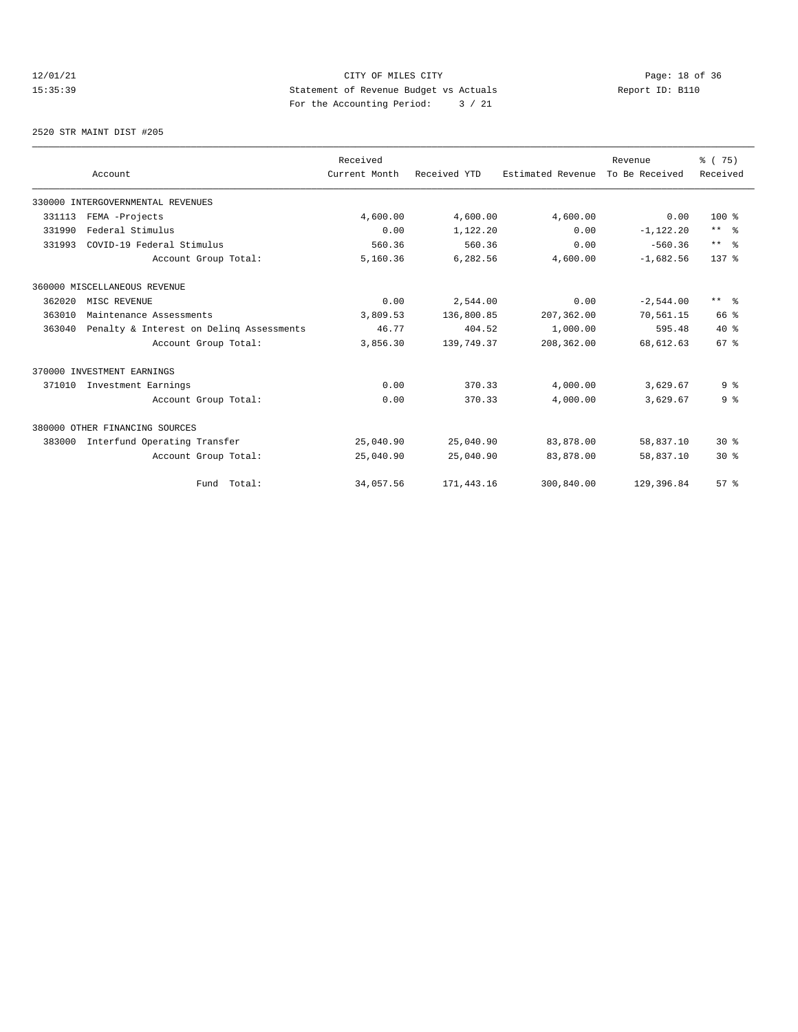CITY OF MILES CITY
Statement of Revenue Budget vs Actuals
For the Accounting Period: 3 / 21

12/01/21
15:35:39

Report ID: B110

2520 STR MAINT DIST #205

| Account | | Received Current Month | Received YTD | Estimated Revenue | Revenue To Be Received | % ( 75) Received |
|---|---|---|---|---|---|---|
| 330000 INTERGOVERNMENTAL REVENUES | | | | | | |
| 331113 | FEMA -Projects | 4,600.00 | 4,600.00 | 4,600.00 | 0.00 | 100 % |
| 331990 | Federal Stimulus | 0.00 | 1,122.20 | 0.00 | -1,122.20 | ** % |
| 331993 | COVID-19 Federal Stimulus | 560.36 | 560.36 | 0.00 | -560.36 | ** % |
| | Account Group Total: | 5,160.36 | 6,282.56 | 4,600.00 | -1,682.56 | 137 % |
| 360000 MISCELLANEOUS REVENUE | | | | | | |
| 362020 | MISC REVENUE | 0.00 | 2,544.00 | 0.00 | -2,544.00 | ** % |
| 363010 | Maintenance Assessments | 3,809.53 | 136,800.85 | 207,362.00 | 70,561.15 | 66 % |
| 363040 | Penalty & Interest on Delinq Assessments | 46.77 | 404.52 | 1,000.00 | 595.48 | 40 % |
| | Account Group Total: | 3,856.30 | 139,749.37 | 208,362.00 | 68,612.63 | 67 % |
| 370000 INVESTMENT EARNINGS | | | | | | |
| 371010 | Investment Earnings | 0.00 | 370.33 | 4,000.00 | 3,629.67 | 9 % |
| | Account Group Total: | 0.00 | 370.33 | 4,000.00 | 3,629.67 | 9 % |
| 380000 OTHER FINANCING SOURCES | | | | | | |
| 383000 | Interfund Operating Transfer | 25,040.90 | 25,040.90 | 83,878.00 | 58,837.10 | 30 % |
| | Account Group Total: | 25,040.90 | 25,040.90 | 83,878.00 | 58,837.10 | 30 % |
| | Fund Total: | 34,057.56 | 171,443.16 | 300,840.00 | 129,396.84 | 57 % |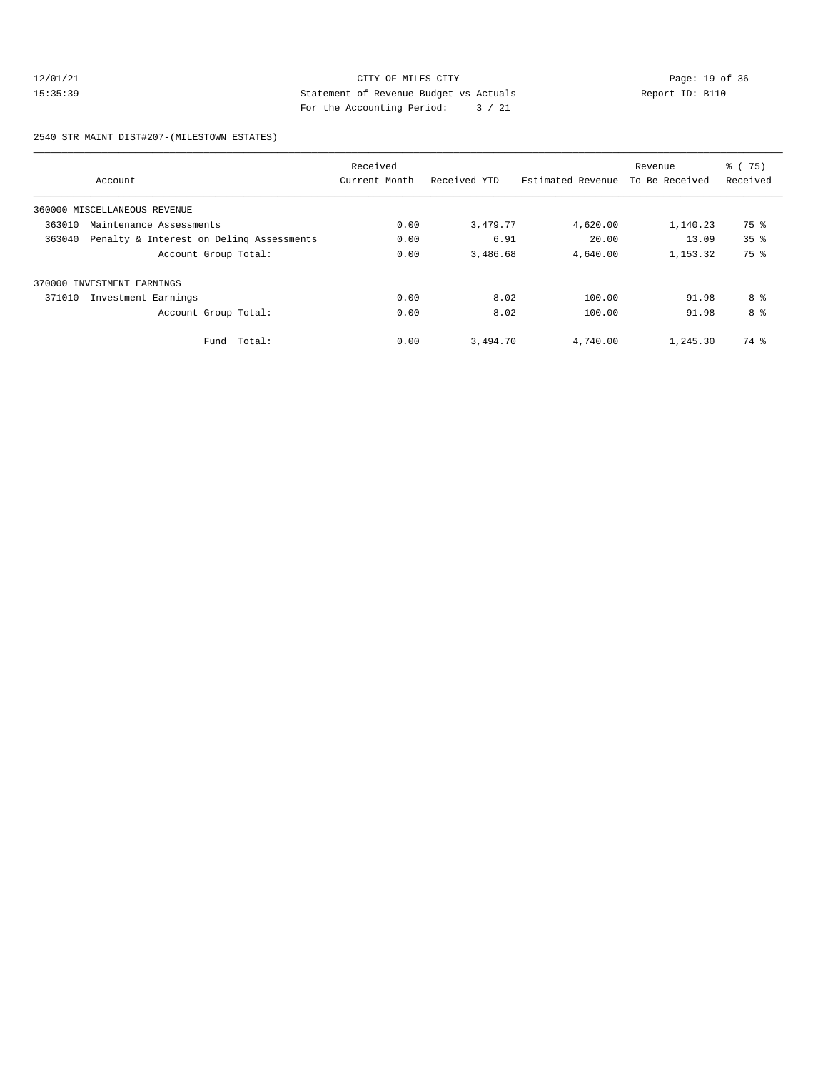CITY OF MILES CITY
Statement of Revenue Budget vs Actuals
For the Accounting Period: 3 / 21

12/01/21
15:35:39

Report ID: B110

2540 STR MAINT DIST#207-(MILESTOWN ESTATES)

| Account | Received Current Month | Received YTD | Estimated Revenue | Revenue To Be Received | % ( 75) Received |
|---|---|---|---|---|---|
| 360000 MISCELLANEOUS REVENUE | | | | | |
| 363010 Maintenance Assessments | 0.00 | 3,479.77 | 4,620.00 | 1,140.23 | 75 % |
| 363040 Penalty & Interest on Delinq Assessments | 0.00 | 6.91 | 20.00 | 13.09 | 35 % |
| Account Group Total: | 0.00 | 3,486.68 | 4,640.00 | 1,153.32 | 75 % |
| 370000 INVESTMENT EARNINGS | | | | | |
| 371010 Investment Earnings | 0.00 | 8.02 | 100.00 | 91.98 | 8 % |
| Account Group Total: | 0.00 | 8.02 | 100.00 | 91.98 | 8 % |
| Fund Total: | 0.00 | 3,494.70 | 4,740.00 | 1,245.30 | 74 % |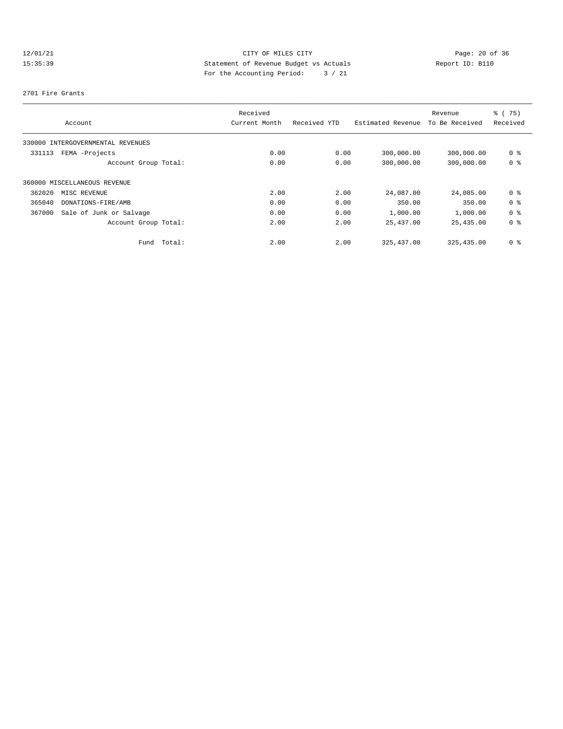CITY OF MILES CITY
Statement of Revenue Budget vs Actuals
For the Accounting Period: 3 / 21

12/01/21
15:35:39

Report ID: B110

2701 Fire Grants

| Account | Received Current Month | Received YTD | Estimated Revenue | Revenue To Be Received | % ( 75) Received |
|---|---|---|---|---|---|
| 330000 INTERGOVERNMENTAL REVENUES | | | | | |
| 331113 FEMA -Projects | 0.00 | 0.00 | 300,000.00 | 300,000.00 | 0 % |
| Account Group Total: | 0.00 | 0.00 | 300,000.00 | 300,000.00 | 0 % |
| 360000 MISCELLANEOUS REVENUE | | | | | |
| 362020 MISC REVENUE | 2.00 | 2.00 | 24,087.00 | 24,085.00 | 0 % |
| 365040 DONATIONS-FIRE/AMB | 0.00 | 0.00 | 350.00 | 350.00 | 0 % |
| 367000 Sale of Junk or Salvage | 0.00 | 0.00 | 1,000.00 | 1,000.00 | 0 % |
| Account Group Total: | 2.00 | 2.00 | 25,437.00 | 25,435.00 | 0 % |
| Fund Total: | 2.00 | 2.00 | 325,437.00 | 325,435.00 | 0 % |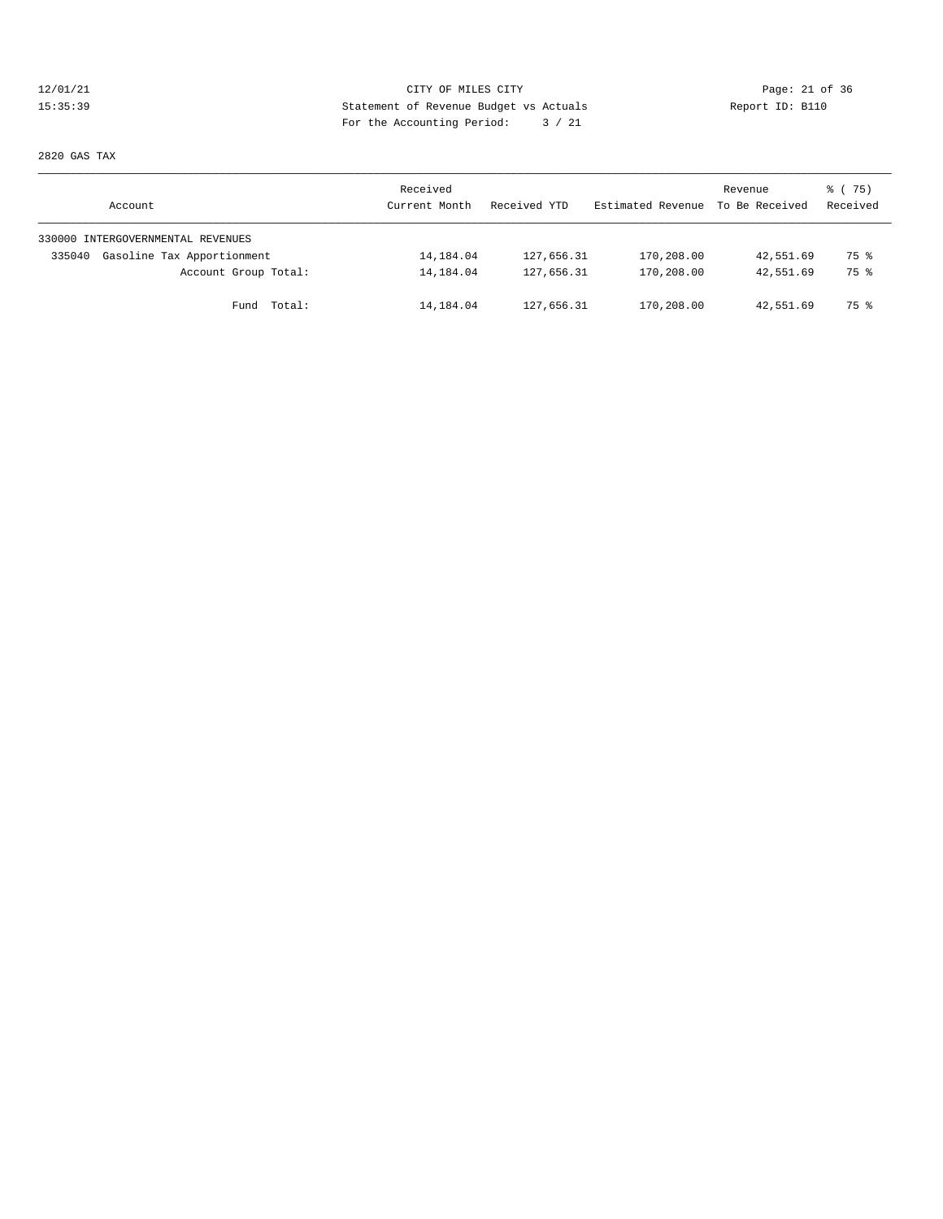CITY OF MILES CITY
Statement of Revenue Budget vs Actuals
For the Accounting Period: 3 / 21

12/01/21
15:35:39

Report ID: B110

2820 GAS TAX

| Account | Received Current Month | Received YTD | Estimated Revenue | Revenue To Be Received | % ( 75) Received |
|---|---|---|---|---|---|
| 330000 INTERGOVERNMENTAL REVENUES | | | | | |
| 335040 Gasoline Tax Apportionment | 14,184.04 | 127,656.31 | 170,208.00 | 42,551.69 | 75 % |
| Account Group Total: | 14,184.04 | 127,656.31 | 170,208.00 | 42,551.69 | 75 % |
| Fund Total: | 14,184.04 | 127,656.31 | 170,208.00 | 42,551.69 | 75 % |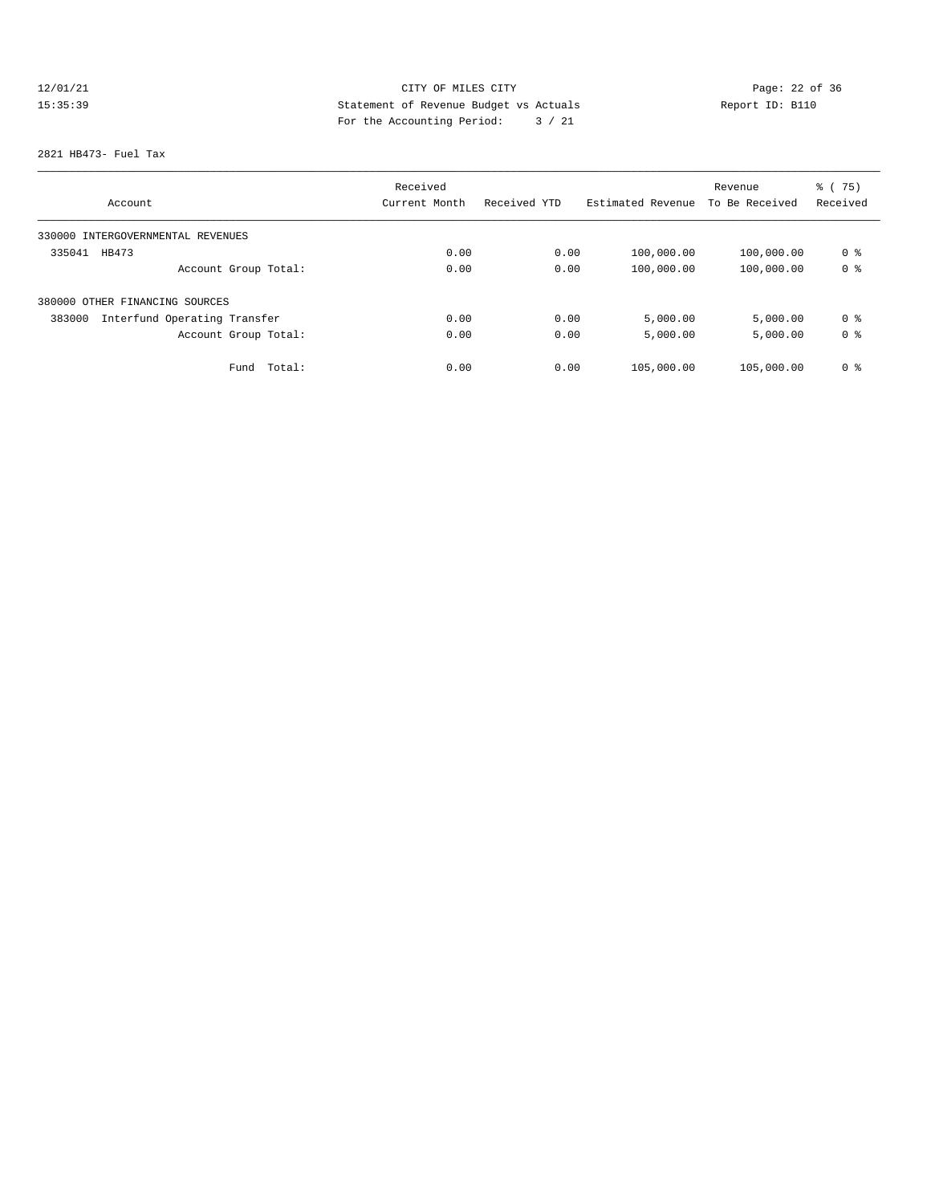CITY OF MILES CITY

Statement of Revenue Budget vs Actuals

For the Accounting Period: 3 / 21

12/01/21
15:35:39

Report ID: B110

2821 HB473- Fuel Tax

| Account | Received Current Month | Received YTD | Estimated Revenue | Revenue To Be Received | % ( 75) Received |
|---|---|---|---|---|---|
| 330000 INTERGOVERNMENTAL REVENUES | | | | | |
| 335041 HB473 | 0.00 | 0.00 | 100,000.00 | 100,000.00 | 0 % |
| Account Group Total: | 0.00 | 0.00 | 100,000.00 | 100,000.00 | 0 % |
| 380000 OTHER FINANCING SOURCES | | | | | |
| 383000 Interfund Operating Transfer | 0.00 | 0.00 | 5,000.00 | 5,000.00 | 0 % |
| Account Group Total: | 0.00 | 0.00 | 5,000.00 | 5,000.00 | 0 % |
| Fund Total: | 0.00 | 0.00 | 105,000.00 | 105,000.00 | 0 % |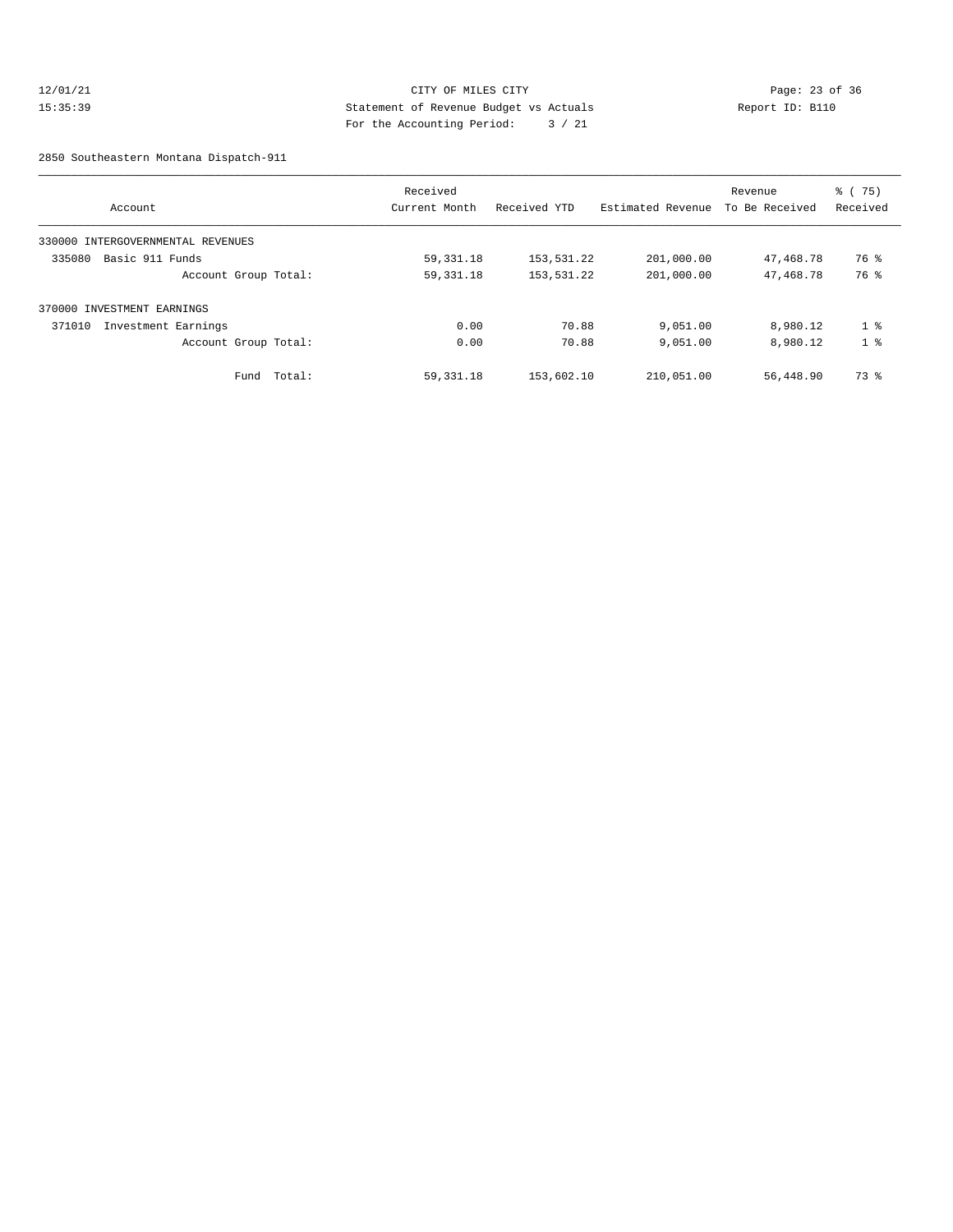CITY OF MILES CITY
Statement of Revenue Budget vs Actuals
For the Accounting Period: 3 / 21

12/01/21
15:35:39

Report ID: B110

2850 Southeastern Montana Dispatch-911

| Account | Received Current Month | Received YTD | Estimated Revenue | Revenue To Be Received | % ( 75) Received |
|---|---|---|---|---|---|
| 330000 INTERGOVERNMENTAL REVENUES | | | | | |
| 335080 Basic 911 Funds | 59,331.18 | 153,531.22 | 201,000.00 | 47,468.78 | 76 % |
| Account Group Total: | 59,331.18 | 153,531.22 | 201,000.00 | 47,468.78 | 76 % |
| 370000 INVESTMENT EARNINGS | | | | | |
| 371010 Investment Earnings | 0.00 | 70.88 | 9,051.00 | 8,980.12 | 1 % |
| Account Group Total: | 0.00 | 70.88 | 9,051.00 | 8,980.12 | 1 % |
| Fund Total: | 59,331.18 | 153,602.10 | 210,051.00 | 56,448.90 | 73 % |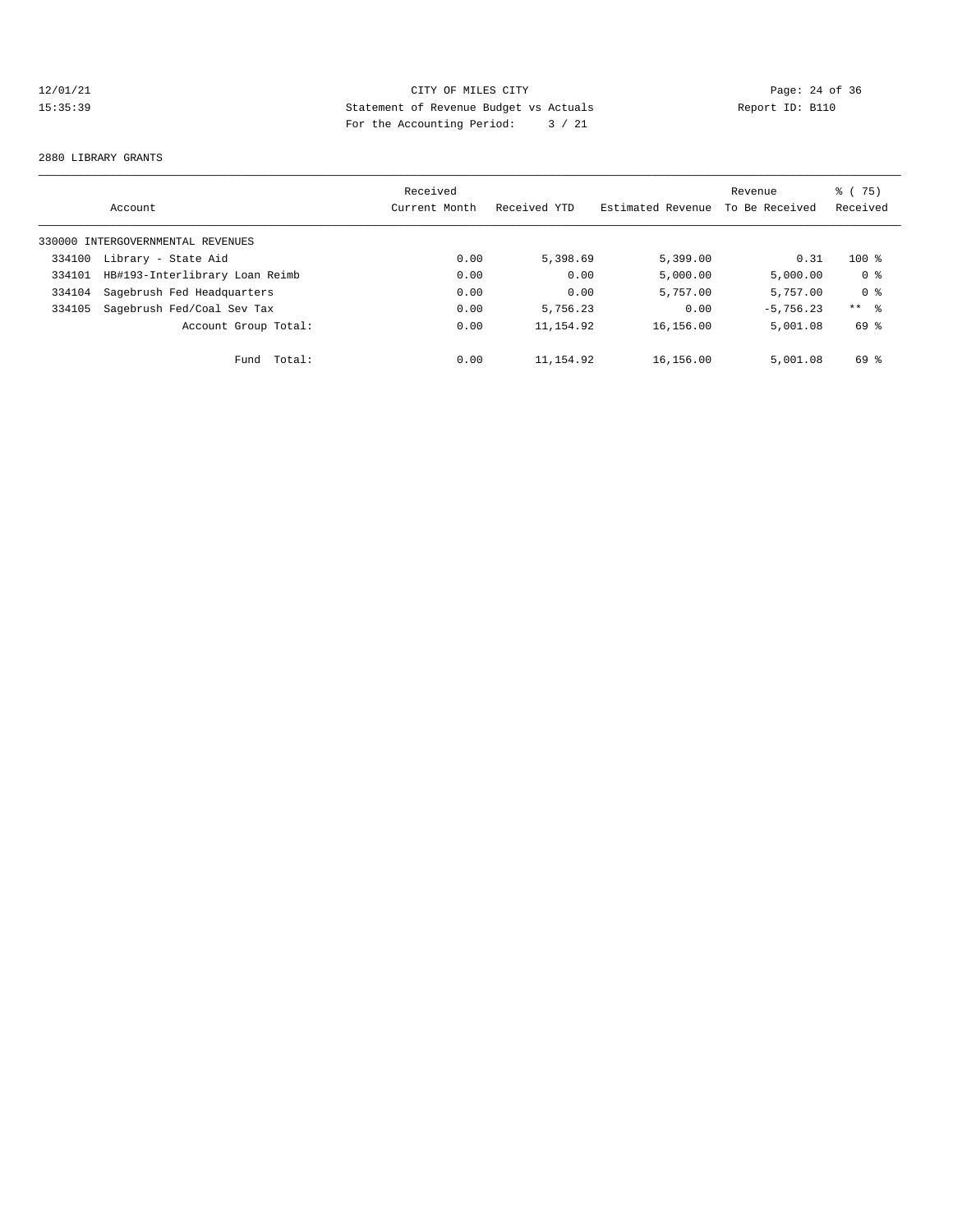CITY OF MILES CITY
Statement of Revenue Budget vs Actuals
For the Accounting Period: 3 / 21

12/01/21
15:35:39

Report ID: B110

2880 LIBRARY GRANTS

| Account | | Received Current Month | Received YTD | Estimated Revenue | Revenue To Be Received | % ( 75) Received |
|---|---|---|---|---|---|---|
| 330000 INTERGOVERNMENTAL REVENUES | | | | | | |
| 334100 | Library - State Aid | 0.00 | 5,398.69 | 5,399.00 | 0.31 | 100 % |
| 334101 | HB#193-Interlibrary Loan Reimb | 0.00 | 0.00 | 5,000.00 | 5,000.00 | 0 % |
| 334104 | Sagebrush Fed Headquarters | 0.00 | 0.00 | 5,757.00 | 5,757.00 | 0 % |
| 334105 | Sagebrush Fed/Coal Sev Tax | 0.00 | 5,756.23 | 0.00 | -5,756.23 | ** % |
| | Account Group Total: | 0.00 | 11,154.92 | 16,156.00 | 5,001.08 | 69 % |
| | Fund Total: | 0.00 | 11,154.92 | 16,156.00 | 5,001.08 | 69 % |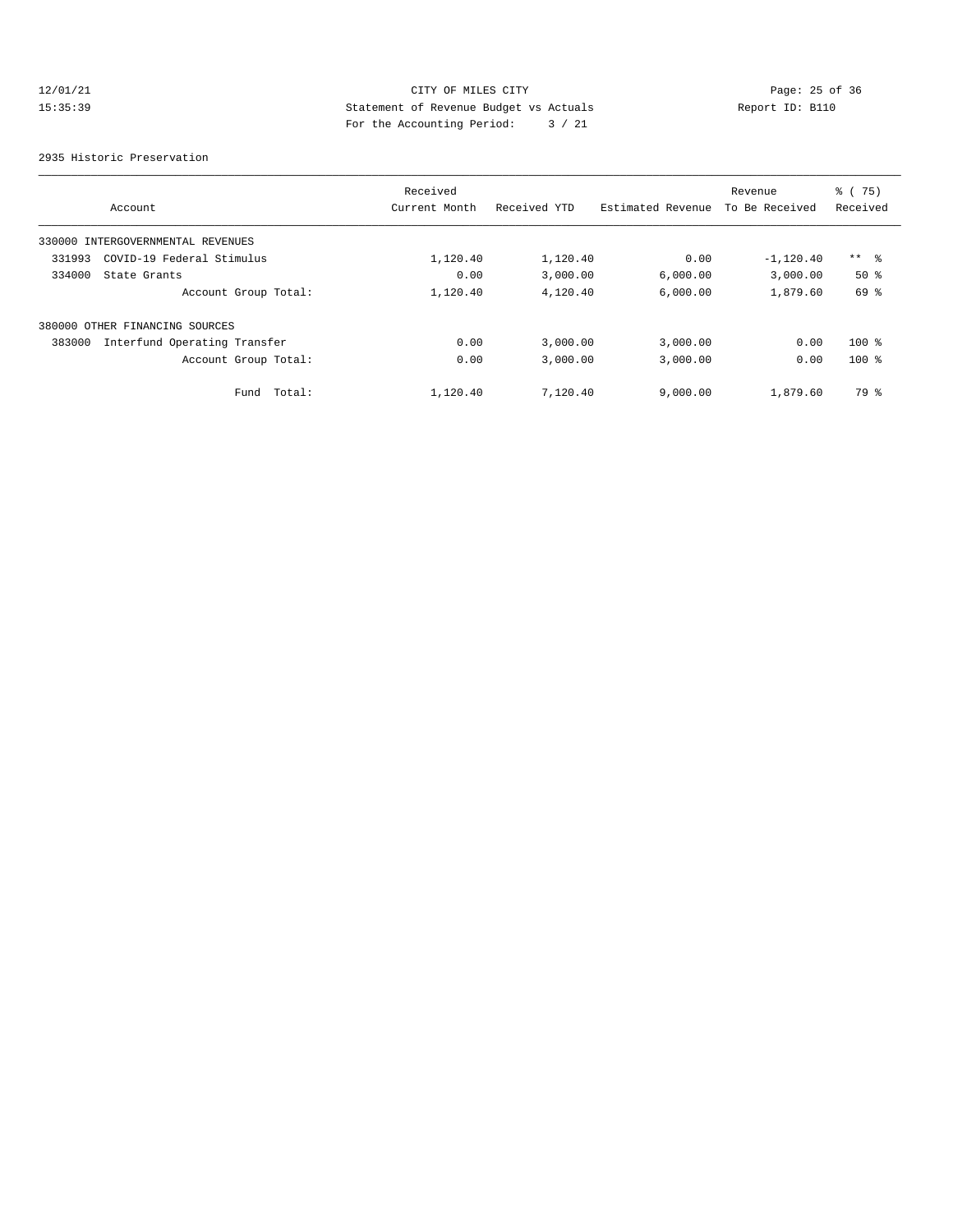CITY OF MILES CITY
Statement of Revenue Budget vs Actuals
For the Accounting Period: 3 / 21

12/01/21
15:35:39

Report ID: B110

2935 Historic Preservation

| Account | Received Current Month | Received YTD | Estimated Revenue | Revenue To Be Received | % ( 75) Received |
|---|---|---|---|---|---|
| 330000 INTERGOVERNMENTAL REVENUES | | | | | |
| 331993 COVID-19 Federal Stimulus | 1,120.40 | 1,120.40 | 0.00 | -1,120.40 | ** % |
| 334000 State Grants | 0.00 | 3,000.00 | 6,000.00 | 3,000.00 | 50 % |
| Account Group Total: | 1,120.40 | 4,120.40 | 6,000.00 | 1,879.60 | 69 % |
| 380000 OTHER FINANCING SOURCES | | | | | |
| 383000 Interfund Operating Transfer | 0.00 | 3,000.00 | 3,000.00 | 0.00 | 100 % |
| Account Group Total: | 0.00 | 3,000.00 | 3,000.00 | 0.00 | 100 % |
| Fund Total: | 1,120.40 | 7,120.40 | 9,000.00 | 1,879.60 | 79 % |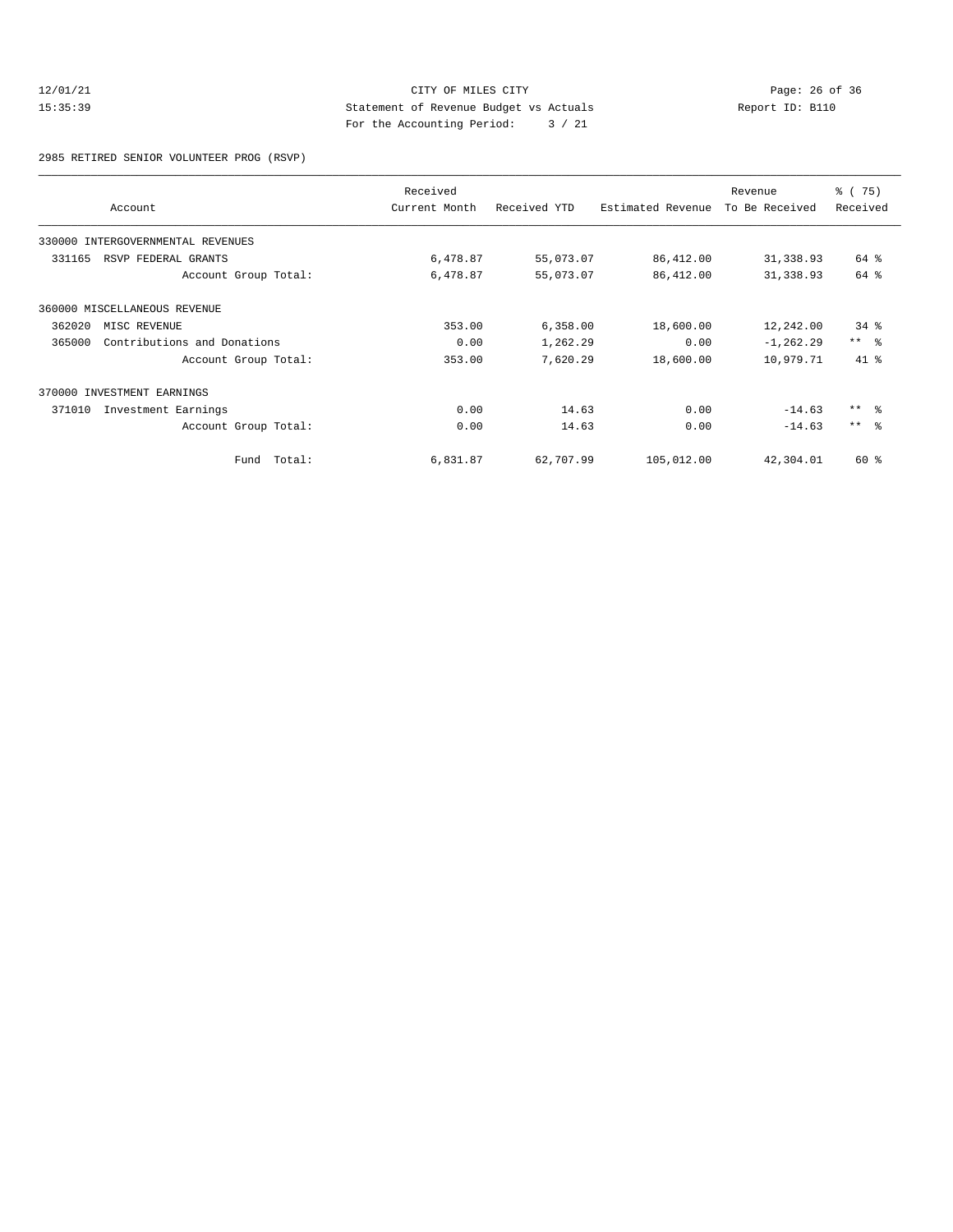12/01/21 CITY OF MILES CITY
15:35:39 Statement of Revenue Budget vs Actuals Report ID: B110
For the Accounting Period: 3 / 21

2985 RETIRED SENIOR VOLUNTEER PROG (RSVP)

| Account | Received Current Month | Received YTD | Estimated Revenue | Revenue To Be Received | % ( 75) Received |
|---|---|---|---|---|---|
| 330000 INTERGOVERNMENTAL REVENUES | | | | | |
| 331165 RSVP FEDERAL GRANTS | 6,478.87 | 55,073.07 | 86,412.00 | 31,338.93 | 64 % |
| Account Group Total: | 6,478.87 | 55,073.07 | 86,412.00 | 31,338.93 | 64 % |
| 360000 MISCELLANEOUS REVENUE | | | | | |
| 362020 MISC REVENUE | 353.00 | 6,358.00 | 18,600.00 | 12,242.00 | 34 % |
| 365000 Contributions and Donations | 0.00 | 1,262.29 | 0.00 | -1,262.29 | ** % |
| Account Group Total: | 353.00 | 7,620.29 | 18,600.00 | 10,979.71 | 41 % |
| 370000 INVESTMENT EARNINGS | | | | | |
| 371010 Investment Earnings | 0.00 | 14.63 | 0.00 | -14.63 | ** % |
| Account Group Total: | 0.00 | 14.63 | 0.00 | -14.63 | ** % |
| Fund Total: | 6,831.87 | 62,707.99 | 105,012.00 | 42,304.01 | 60 % |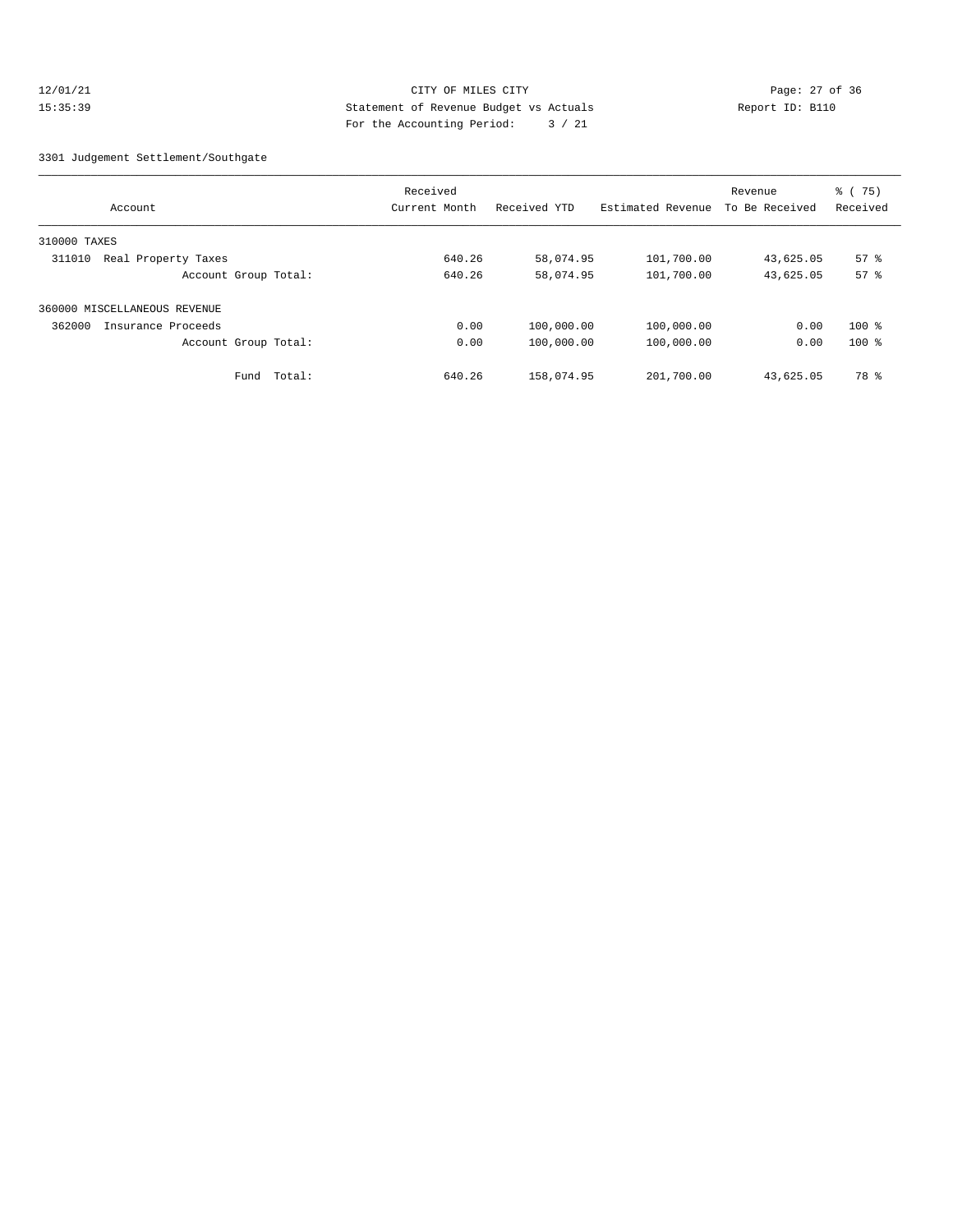CITY OF MILES CITY
Statement of Revenue Budget vs Actuals
For the Accounting Period: 3 / 21

12/01/21
15:35:39

Report ID: B110

3301 Judgement Settlement/Southgate

| Account | Received Current Month | Received YTD | Estimated Revenue | Revenue To Be Received | % ( 75) Received |
|---|---|---|---|---|---|
| 310000 TAXES | | | | | |
| 311010 Real Property Taxes | 640.26 | 58,074.95 | 101,700.00 | 43,625.05 | 57 % |
| Account Group Total: | 640.26 | 58,074.95 | 101,700.00 | 43,625.05 | 57 % |
| 360000 MISCELLANEOUS REVENUE | | | | | |
| 362000 Insurance Proceeds | 0.00 | 100,000.00 | 100,000.00 | 0.00 | 100 % |
| Account Group Total: | 0.00 | 100,000.00 | 100,000.00 | 0.00 | 100 % |
| Fund Total: | 640.26 | 158,074.95 | 201,700.00 | 43,625.05 | 78 % |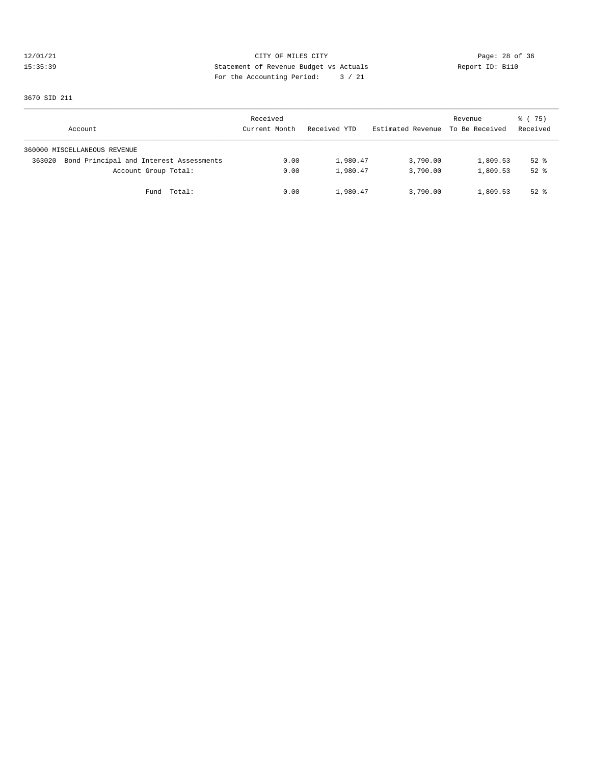CITY OF MILES CITY
Statement of Revenue Budget vs Actuals
For the Accounting Period: 3 / 21

12/01/21
15:35:39

Report ID: B110

3670 SID 211

| Account | Received Current Month | Received YTD | Estimated Revenue | Revenue To Be Received | % ( 75) Received |
|---|---|---|---|---|---|
| 360000 MISCELLANEOUS REVENUE | | | | | |
| 363020 Bond Principal and Interest Assessments | 0.00 | 1,980.47 | 3,790.00 | 1,809.53 | 52 % |
| Account Group Total: | 0.00 | 1,980.47 | 3,790.00 | 1,809.53 | 52 % |
| Fund Total: | 0.00 | 1,980.47 | 3,790.00 | 1,809.53 | 52 % |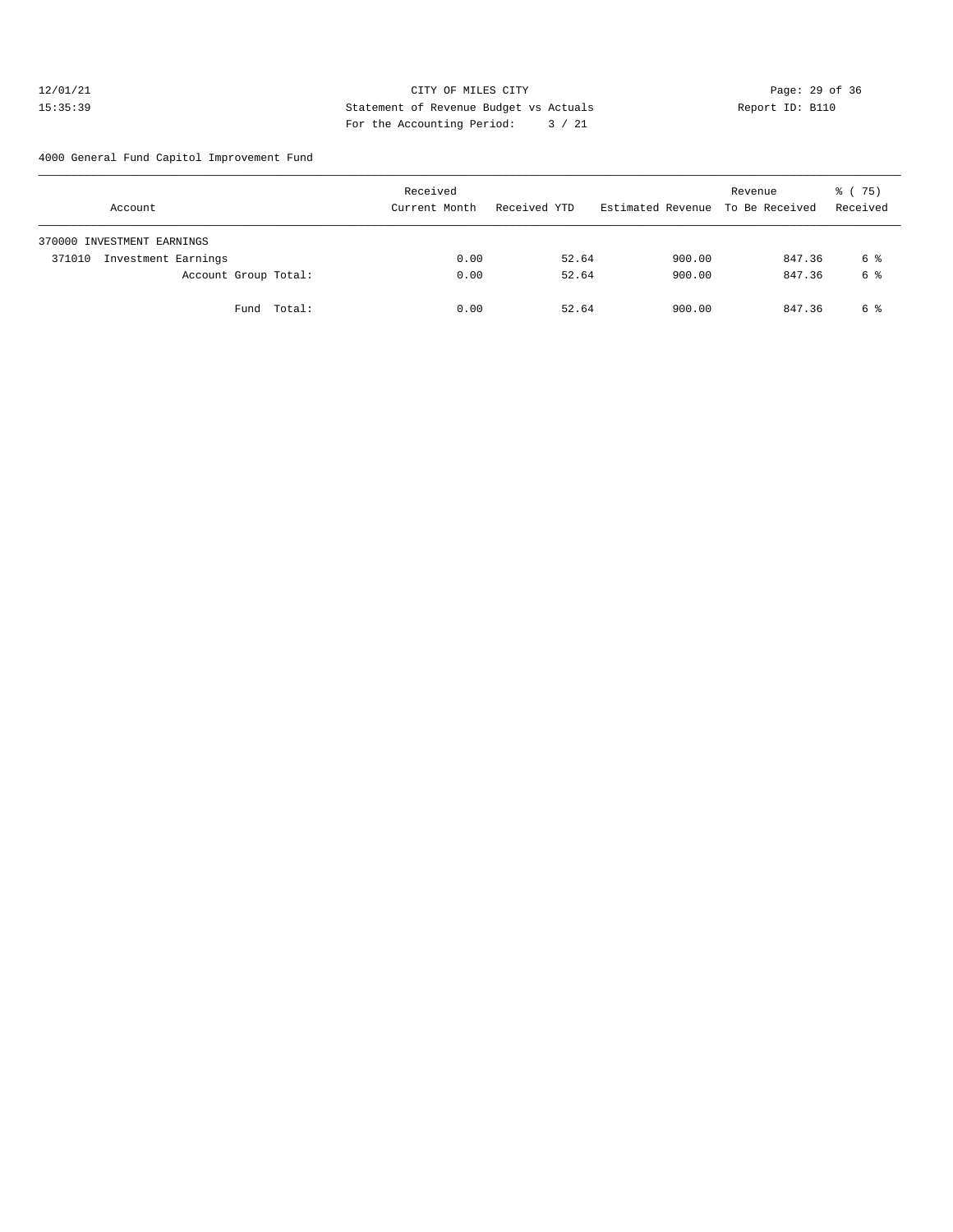CITY OF MILES CITY
Statement of Revenue Budget vs Actuals
For the Accounting Period: 3 / 21

12/01/21
15:35:39

Report ID: B110

4000 General Fund Capitol Improvement Fund

| Account | Received Current Month | Received YTD | Estimated Revenue | Revenue To Be Received | % ( 75) Received |
|---|---|---|---|---|---|
| 370000 INVESTMENT EARNINGS | | | | | |
| 371010 Investment Earnings | 0.00 | 52.64 | 900.00 | 847.36 | 6 % |
| Account Group Total: | 0.00 | 52.64 | 900.00 | 847.36 | 6 % |
| Fund Total: | 0.00 | 52.64 | 900.00 | 847.36 | 6 % |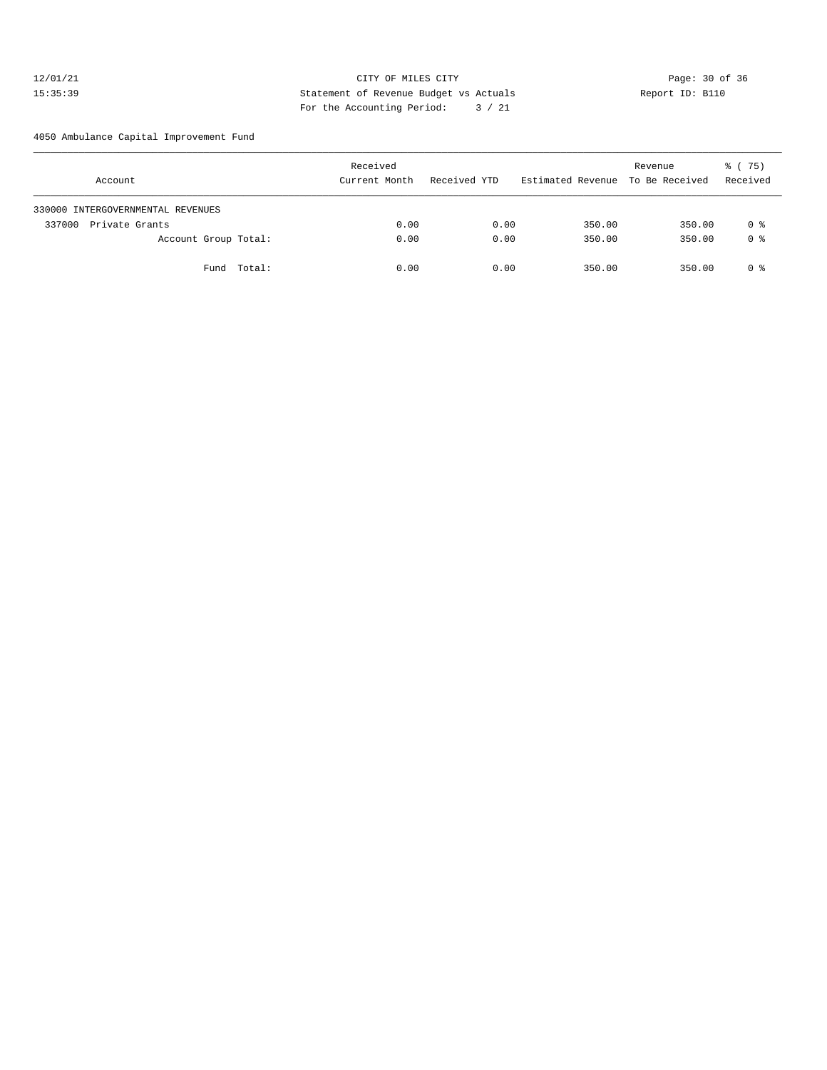CITY OF MILES CITY
Statement of Revenue Budget vs Actuals
For the Accounting Period: 3 / 21

12/01/21
15:35:39

Report ID: B110

4050 Ambulance Capital Improvement Fund

| Account | Received Current Month | Received YTD | Estimated Revenue | Revenue To Be Received | % ( 75) Received |
|---|---|---|---|---|---|
| 330000 INTERGOVERNMENTAL REVENUES | | | | | |
| 337000 Private Grants | 0.00 | 0.00 | 350.00 | 350.00 | 0 % |
| Account Group Total: | 0.00 | 0.00 | 350.00 | 350.00 | 0 % |
| Fund Total: | 0.00 | 0.00 | 350.00 | 350.00 | 0 % |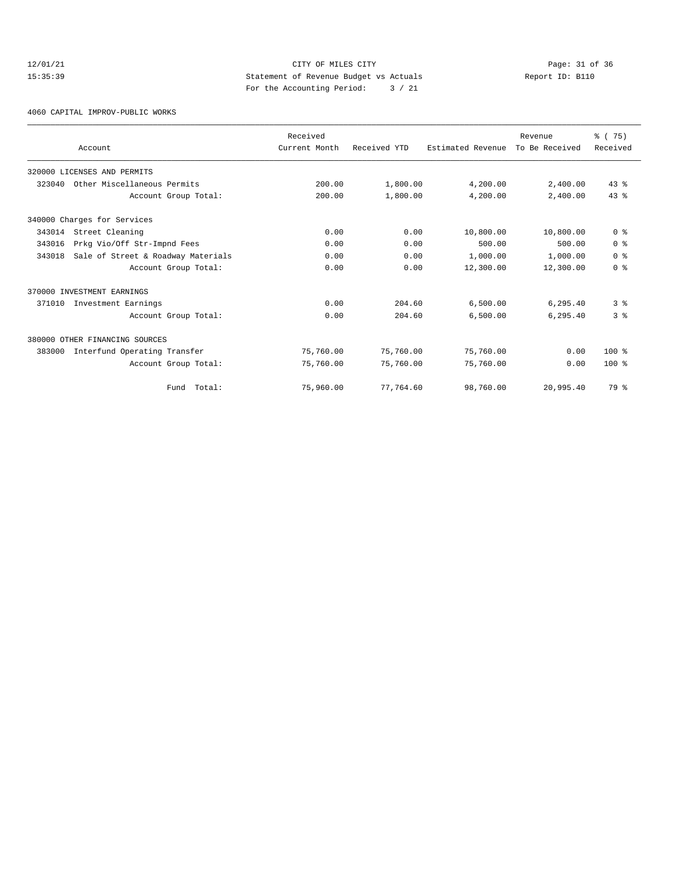12/01/21 CITY OF MILES CITY
15:35:39 Statement of Revenue Budget vs Actuals Report ID: B110
For the Accounting Period: 3 / 21

4060 CAPITAL IMPROV-PUBLIC WORKS

| Account | Received Current Month | Received YTD | Estimated Revenue | Revenue To Be Received | % ( 75) Received |
|---|---|---|---|---|---|
| 320000 LICENSES AND PERMITS | | | | | |
| 323040 Other Miscellaneous Permits | 200.00 | 1,800.00 | 4,200.00 | 2,400.00 | 43 % |
| Account Group Total: | 200.00 | 1,800.00 | 4,200.00 | 2,400.00 | 43 % |
| 340000 Charges for Services | | | | | |
| 343014 Street Cleaning | 0.00 | 0.00 | 10,800.00 | 10,800.00 | 0 % |
| 343016 Prkg Vio/Off Str-Impnd Fees | 0.00 | 0.00 | 500.00 | 500.00 | 0 % |
| 343018 Sale of Street & Roadway Materials | 0.00 | 0.00 | 1,000.00 | 1,000.00 | 0 % |
| Account Group Total: | 0.00 | 0.00 | 12,300.00 | 12,300.00 | 0 % |
| 370000 INVESTMENT EARNINGS | | | | | |
| 371010 Investment Earnings | 0.00 | 204.60 | 6,500.00 | 6,295.40 | 3 % |
| Account Group Total: | 0.00 | 204.60 | 6,500.00 | 6,295.40 | 3 % |
| 380000 OTHER FINANCING SOURCES | | | | | |
| 383000 Interfund Operating Transfer | 75,760.00 | 75,760.00 | 75,760.00 | 0.00 | 100 % |
| Account Group Total: | 75,760.00 | 75,760.00 | 75,760.00 | 0.00 | 100 % |
| Fund Total: | 75,960.00 | 77,764.60 | 98,760.00 | 20,995.40 | 79 % |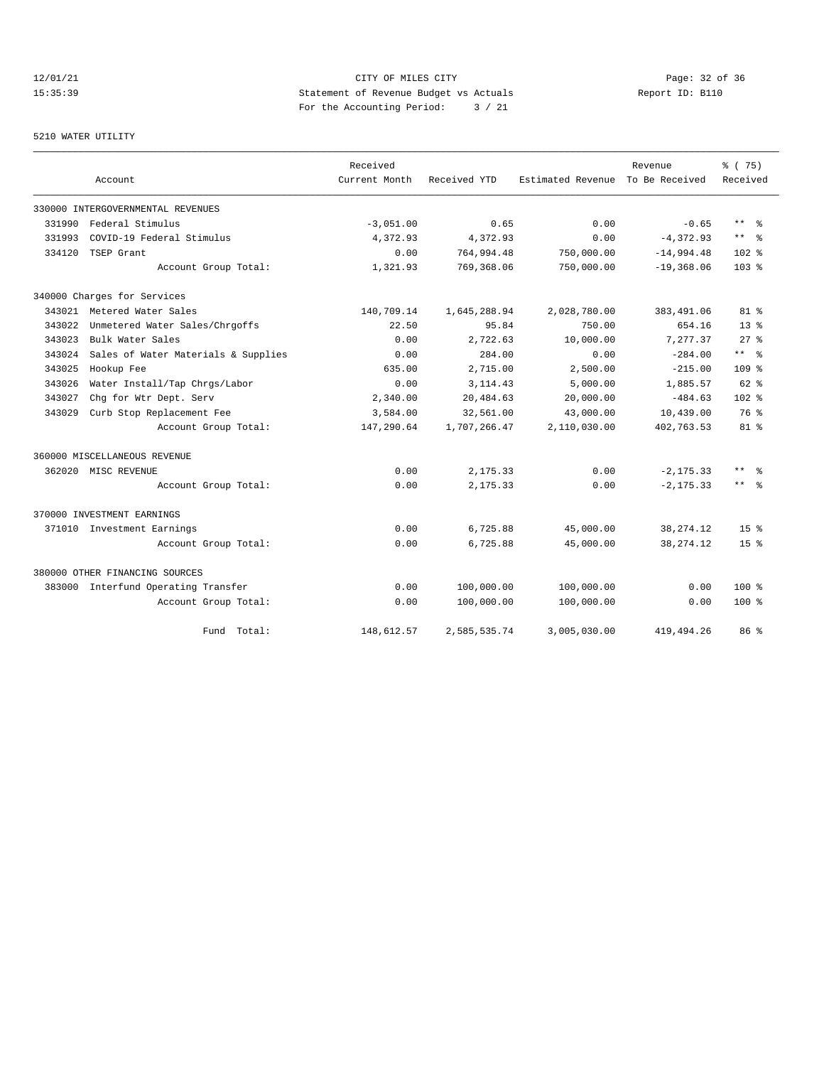CITY OF MILES CITY
Statement of Revenue Budget vs Actuals
For the Accounting Period: 3 / 21

12/01/21
15:35:39

Report ID: B110

## 5210 WATER UTILITY

| Account | | Received Current Month | Received YTD | Estimated Revenue | Revenue To Be Received | % ( 75) Received |
|---|---|---|---|---|---|---|
| 330000 INTERGOVERNMENTAL REVENUES | | | | | | |
| 331990 | Federal Stimulus | -3,051.00 | 0.65 | 0.00 | -0.65 | ** % |
| 331993 | COVID-19 Federal Stimulus | 4,372.93 | 4,372.93 | 0.00 | -4,372.93 | ** % |
| 334120 | TSEP Grant | 0.00 | 764,994.48 | 750,000.00 | -14,994.48 | 102 % |
| | Account Group Total: | 1,321.93 | 769,368.06 | 750,000.00 | -19,368.06 | 103 % |
| 340000 Charges for Services | | | | | | |
| 343021 | Metered Water Sales | 140,709.14 | 1,645,288.94 | 2,028,780.00 | 383,491.06 | 81 % |
| 343022 | Unmetered Water Sales/Chrgoffs | 22.50 | 95.84 | 750.00 | 654.16 | 13 % |
| 343023 | Bulk Water Sales | 0.00 | 2,722.63 | 10,000.00 | 7,277.37 | 27 % |
| 343024 | Sales of Water Materials & Supplies | 0.00 | 284.00 | 0.00 | -284.00 | ** % |
| 343025 | Hookup Fee | 635.00 | 2,715.00 | 2,500.00 | -215.00 | 109 % |
| 343026 | Water Install/Tap Chrgs/Labor | 0.00 | 3,114.43 | 5,000.00 | 1,885.57 | 62 % |
| 343027 | Chg for Wtr Dept. Serv | 2,340.00 | 20,484.63 | 20,000.00 | -484.63 | 102 % |
| 343029 | Curb Stop Replacement Fee | 3,584.00 | 32,561.00 | 43,000.00 | 10,439.00 | 76 % |
| | Account Group Total: | 147,290.64 | 1,707,266.47 | 2,110,030.00 | 402,763.53 | 81 % |
| 360000 MISCELLANEOUS REVENUE | | | | | | |
| 362020 | MISC REVENUE | 0.00 | 2,175.33 | 0.00 | -2,175.33 | ** % |
| | Account Group Total: | 0.00 | 2,175.33 | 0.00 | -2,175.33 | ** % |
| 370000 INVESTMENT EARNINGS | | | | | | |
| 371010 | Investment Earnings | 0.00 | 6,725.88 | 45,000.00 | 38,274.12 | 15 % |
| | Account Group Total: | 0.00 | 6,725.88 | 45,000.00 | 38,274.12 | 15 % |
| 380000 OTHER FINANCING SOURCES | | | | | | |
| 383000 | Interfund Operating Transfer | 0.00 | 100,000.00 | 100,000.00 | 0.00 | 100 % |
| | Account Group Total: | 0.00 | 100,000.00 | 100,000.00 | 0.00 | 100 % |
| | Fund Total: | 148,612.57 | 2,585,535.74 | 3,005,030.00 | 419,494.26 | 86 % |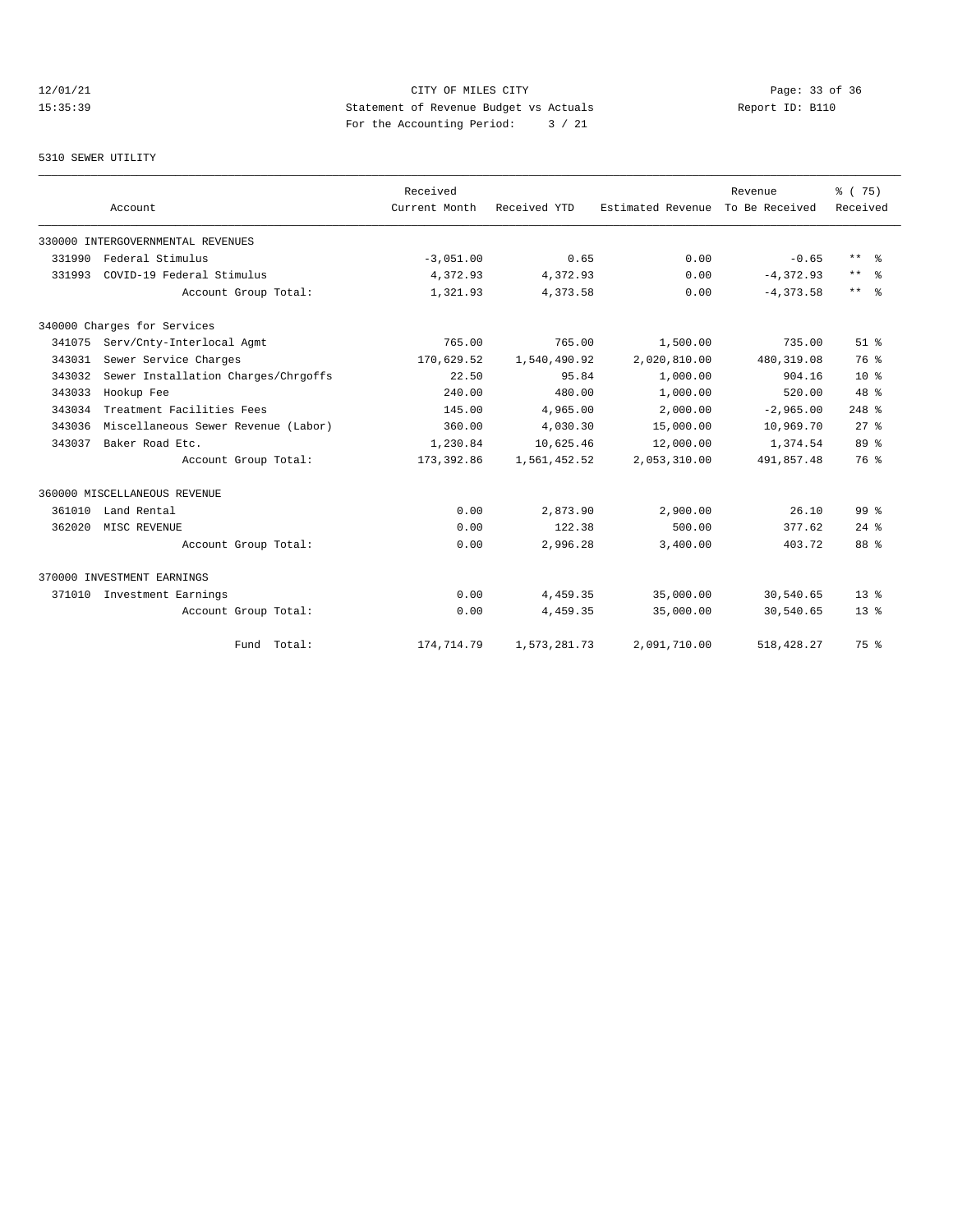CITY OF MILES CITY
Statement of Revenue Budget vs Actuals
For the Accounting Period: 3 / 21

12/01/21
15:35:39

Report ID: B110

5310 SEWER UTILITY

| Account | | Received Current Month | Received YTD | Estimated Revenue | Revenue To Be Received | % ( 75) Received |
|---|---|---|---|---|---|---|
| 330000 INTERGOVERNMENTAL REVENUES | | | | | | |
| 331990 | Federal Stimulus | -3,051.00 | 0.65 | 0.00 | -0.65 | ** % |
| 331993 | COVID-19 Federal Stimulus | 4,372.93 | 4,372.93 | 0.00 | -4,372.93 | ** % |
| | Account Group Total: | 1,321.93 | 4,373.58 | 0.00 | -4,373.58 | ** % |
| 340000 Charges for Services | | | | | | |
| 341075 | Serv/Cnty-Interlocal Agmt | 765.00 | 765.00 | 1,500.00 | 735.00 | 51 % |
| 343031 | Sewer Service Charges | 170,629.52 | 1,540,490.92 | 2,020,810.00 | 480,319.08 | 76 % |
| 343032 | Sewer Installation Charges/Chrgoffs | 22.50 | 95.84 | 1,000.00 | 904.16 | 10 % |
| 343033 | Hookup Fee | 240.00 | 480.00 | 1,000.00 | 520.00 | 48 % |
| 343034 | Treatment Facilities Fees | 145.00 | 4,965.00 | 2,000.00 | -2,965.00 | 248 % |
| 343036 | Miscellaneous Sewer Revenue (Labor) | 360.00 | 4,030.30 | 15,000.00 | 10,969.70 | 27 % |
| 343037 | Baker Road Etc. | 1,230.84 | 10,625.46 | 12,000.00 | 1,374.54 | 89 % |
| | Account Group Total: | 173,392.86 | 1,561,452.52 | 2,053,310.00 | 491,857.48 | 76 % |
| 360000 MISCELLANEOUS REVENUE | | | | | | |
| 361010 | Land Rental | 0.00 | 2,873.90 | 2,900.00 | 26.10 | 99 % |
| 362020 | MISC REVENUE | 0.00 | 122.38 | 500.00 | 377.62 | 24 % |
| | Account Group Total: | 0.00 | 2,996.28 | 3,400.00 | 403.72 | 88 % |
| 370000 INVESTMENT EARNINGS | | | | | | |
| 371010 | Investment Earnings | 0.00 | 4,459.35 | 35,000.00 | 30,540.65 | 13 % |
| | Account Group Total: | 0.00 | 4,459.35 | 35,000.00 | 30,540.65 | 13 % |
| | Fund Total: | 174,714.79 | 1,573,281.73 | 2,091,710.00 | 518,428.27 | 75 % |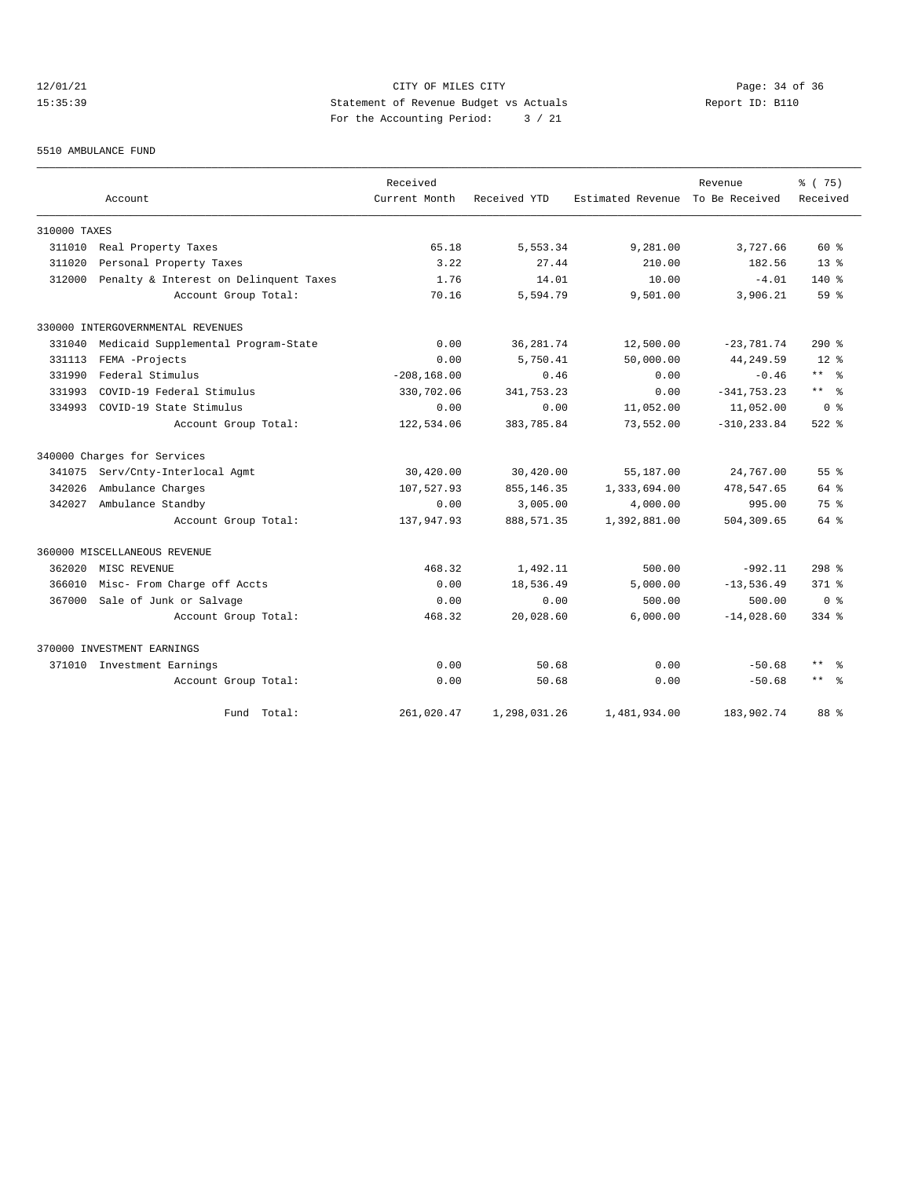CITY OF MILES CITY
Statement of Revenue Budget vs Actuals
For the Accounting Period: 3 / 21

12/01/21
15:35:39

Report ID: B110

5510 AMBULANCE FUND

| Account | Received Current Month | Received YTD | Estimated Revenue | Revenue To Be Received | % ( 75) Received |
|---|---|---|---|---|---|
| 310000 TAXES | | | | | |
| 311010 Real Property Taxes | 65.18 | 5,553.34 | 9,281.00 | 3,727.66 | 60 % |
| 311020 Personal Property Taxes | 3.22 | 27.44 | 210.00 | 182.56 | 13 % |
| 312000 Penalty & Interest on Delinquent Taxes | 1.76 | 14.01 | 10.00 | -4.01 | 140 % |
| Account Group Total: | 70.16 | 5,594.79 | 9,501.00 | 3,906.21 | 59 % |
| 330000 INTERGOVERNMENTAL REVENUES | | | | | |
| 331040 Medicaid Supplemental Program-State | 0.00 | 36,281.74 | 12,500.00 | -23,781.74 | 290 % |
| 331113 FEMA -Projects | 0.00 | 5,750.41 | 50,000.00 | 44,249.59 | 12 % |
| 331990 Federal Stimulus | -208,168.00 | 0.46 | 0.00 | -0.46 | ** % |
| 331993 COVID-19 Federal Stimulus | 330,702.06 | 341,753.23 | 0.00 | -341,753.23 | ** % |
| 334993 COVID-19 State Stimulus | 0.00 | 0.00 | 11,052.00 | 11,052.00 | 0 % |
| Account Group Total: | 122,534.06 | 383,785.84 | 73,552.00 | -310,233.84 | 522 % |
| 340000 Charges for Services | | | | | |
| 341075 Serv/Cnty-Interlocal Agmt | 30,420.00 | 30,420.00 | 55,187.00 | 24,767.00 | 55 % |
| 342026 Ambulance Charges | 107,527.93 | 855,146.35 | 1,333,694.00 | 478,547.65 | 64 % |
| 342027 Ambulance Standby | 0.00 | 3,005.00 | 4,000.00 | 995.00 | 75 % |
| Account Group Total: | 137,947.93 | 888,571.35 | 1,392,881.00 | 504,309.65 | 64 % |
| 360000 MISCELLANEOUS REVENUE | | | | | |
| 362020 MISC REVENUE | 468.32 | 1,492.11 | 500.00 | -992.11 | 298 % |
| 366010 Misc- From Charge off Accts | 0.00 | 18,536.49 | 5,000.00 | -13,536.49 | 371 % |
| 367000 Sale of Junk or Salvage | 0.00 | 0.00 | 500.00 | 500.00 | 0 % |
| Account Group Total: | 468.32 | 20,028.60 | 6,000.00 | -14,028.60 | 334 % |
| 370000 INVESTMENT EARNINGS | | | | | |
| 371010 Investment Earnings | 0.00 | 50.68 | 0.00 | -50.68 | ** % |
| Account Group Total: | 0.00 | 50.68 | 0.00 | -50.68 | ** % |
| Fund Total: | 261,020.47 | 1,298,031.26 | 1,481,934.00 | 183,902.74 | 88 % |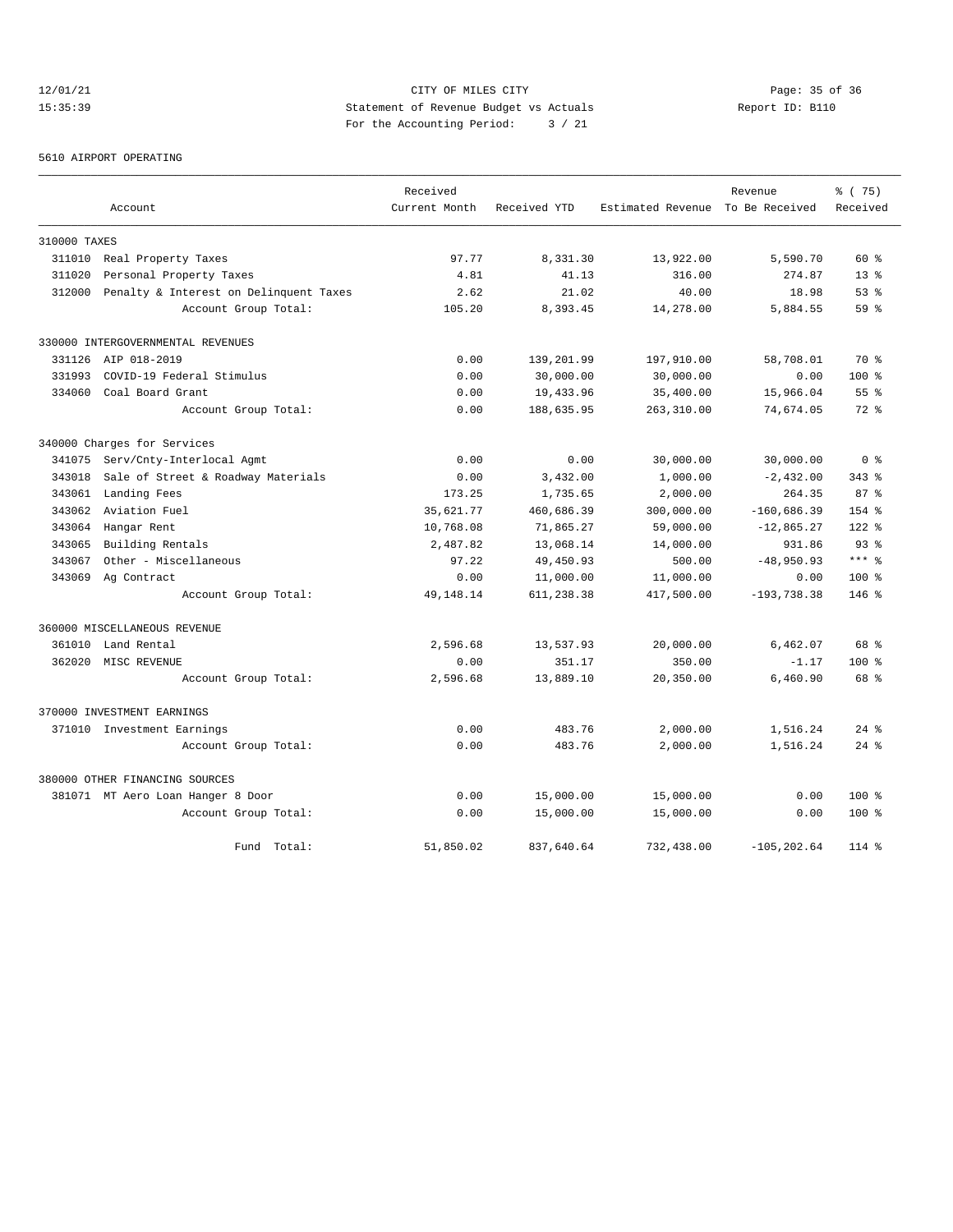12/01/21 CITY OF MILES CITY
15:35:39 Statement of Revenue Budget vs Actuals Report ID: B110
For the Accounting Period: 3 / 21

5610 AIRPORT OPERATING

| Account | Received Current Month | Received YTD | Estimated Revenue | Revenue To Be Received | % ( 75) Received |
|---|---|---|---|---|---|
| 310000 TAXES | | | | | |
| 311010 Real Property Taxes | 97.77 | 8,331.30 | 13,922.00 | 5,590.70 | 60 % |
| 311020 Personal Property Taxes | 4.81 | 41.13 | 316.00 | 274.87 | 13 % |
| 312000 Penalty & Interest on Delinquent Taxes | 2.62 | 21.02 | 40.00 | 18.98 | 53 % |
| Account Group Total: | 105.20 | 8,393.45 | 14,278.00 | 5,884.55 | 59 % |
| 330000 INTERGOVERNMENTAL REVENUES | | | | | |
| 331126 AIP 018-2019 | 0.00 | 139,201.99 | 197,910.00 | 58,708.01 | 70 % |
| 331993 COVID-19 Federal Stimulus | 0.00 | 30,000.00 | 30,000.00 | 0.00 | 100 % |
| 334060 Coal Board Grant | 0.00 | 19,433.96 | 35,400.00 | 15,966.04 | 55 % |
| Account Group Total: | 0.00 | 188,635.95 | 263,310.00 | 74,674.05 | 72 % |
| 340000 Charges for Services | | | | | |
| 341075 Serv/Cnty-Interlocal Agmt | 0.00 | 0.00 | 30,000.00 | 30,000.00 | 0 % |
| 343018 Sale of Street & Roadway Materials | 0.00 | 3,432.00 | 1,000.00 | -2,432.00 | 343 % |
| 343061 Landing Fees | 173.25 | 1,735.65 | 2,000.00 | 264.35 | 87 % |
| 343062 Aviation Fuel | 35,621.77 | 460,686.39 | 300,000.00 | -160,686.39 | 154 % |
| 343064 Hangar Rent | 10,768.08 | 71,865.27 | 59,000.00 | -12,865.27 | 122 % |
| 343065 Building Rentals | 2,487.82 | 13,068.14 | 14,000.00 | 931.86 | 93 % |
| 343067 Other - Miscellaneous | 97.22 | 49,450.93 | 500.00 | -48,950.93 | *** % |
| 343069 Ag Contract | 0.00 | 11,000.00 | 11,000.00 | 0.00 | 100 % |
| Account Group Total: | 49,148.14 | 611,238.38 | 417,500.00 | -193,738.38 | 146 % |
| 360000 MISCELLANEOUS REVENUE | | | | | |
| 361010 Land Rental | 2,596.68 | 13,537.93 | 20,000.00 | 6,462.07 | 68 % |
| 362020 MISC REVENUE | 0.00 | 351.17 | 350.00 | -1.17 | 100 % |
| Account Group Total: | 2,596.68 | 13,889.10 | 20,350.00 | 6,460.90 | 68 % |
| 370000 INVESTMENT EARNINGS | | | | | |
| 371010 Investment Earnings | 0.00 | 483.76 | 2,000.00 | 1,516.24 | 24 % |
| Account Group Total: | 0.00 | 483.76 | 2,000.00 | 1,516.24 | 24 % |
| 380000 OTHER FINANCING SOURCES | | | | | |
| 381071 MT Aero Loan Hanger 8 Door | 0.00 | 15,000.00 | 15,000.00 | 0.00 | 100 % |
| Account Group Total: | 0.00 | 15,000.00 | 15,000.00 | 0.00 | 100 % |
| Fund Total: | 51,850.02 | 837,640.64 | 732,438.00 | -105,202.64 | 114 % |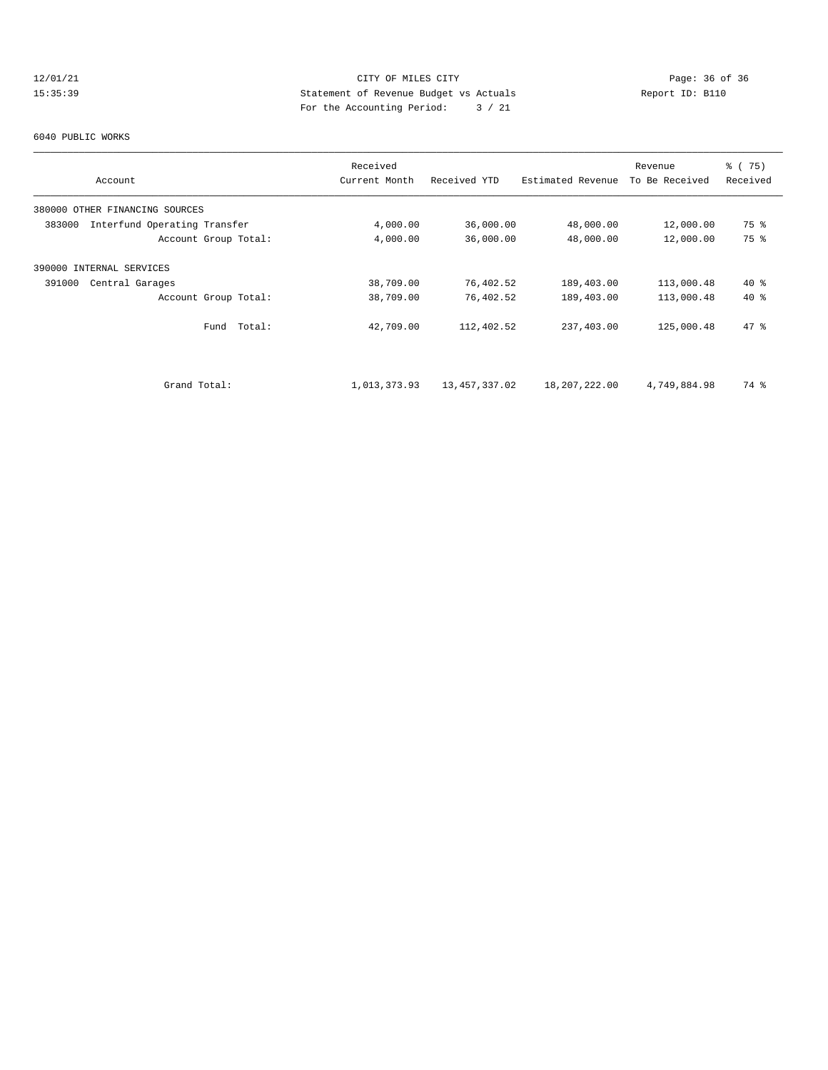CITY OF MILES CITY
Statement of Revenue Budget vs Actuals
For the Accounting Period: 3 / 21

12/01/21
15:35:39

Report ID: B110

6040 PUBLIC WORKS

| Account | Received Current Month | Received YTD | Estimated Revenue | Revenue To Be Received | % ( 75) Received |
|---|---|---|---|---|---|
| 380000 OTHER FINANCING SOURCES | | | | | |
| 383000 Interfund Operating Transfer | 4,000.00 | 36,000.00 | 48,000.00 | 12,000.00 | 75 % |
| Account Group Total: | 4,000.00 | 36,000.00 | 48,000.00 | 12,000.00 | 75 % |
| 390000 INTERNAL SERVICES | | | | | |
| 391000 Central Garages | 38,709.00 | 76,402.52 | 189,403.00 | 113,000.48 | 40 % |
| Account Group Total: | 38,709.00 | 76,402.52 | 189,403.00 | 113,000.48 | 40 % |
| Fund Total: | 42,709.00 | 112,402.52 | 237,403.00 | 125,000.48 | 47 % |
| Grand Total: | 1,013,373.93 | 13,457,337.02 | 18,207,222.00 | 4,749,884.98 | 74 % |